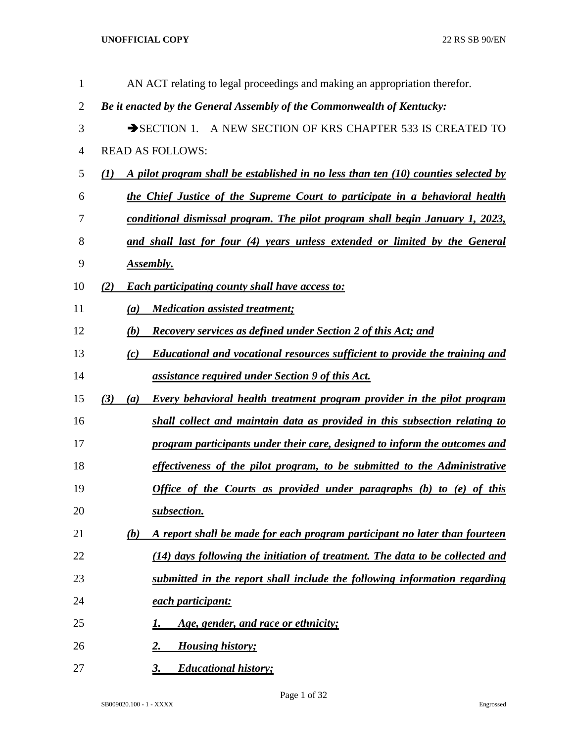AN ACT relating to legal proceedings and making an appropriation therefor.

***Be it enacted by the General Assembly of the Commonwealth of Kentucky:***

➔SECTION 1. A NEW SECTION OF KRS CHAPTER 533 IS CREATED TO READ AS FOLLOWS:

***(1) A pilot program shall be established in no less than ten (10) counties selected by the Chief Justice of the Supreme Court to participate in a behavioral health conditional dismissal program. The pilot program shall begin January 1, 2023, and shall last for four (4) years unless extended or limited by the General Assembly.***

***(2) Each participating county shall have access to:***

***(a) Medication assisted treatment;***

***(b) Recovery services as defined under Section 2 of this Act; and***

***(c) Educational and vocational resources sufficient to provide the training and assistance required under Section 9 of this Act.***

***(3) (a) Every behavioral health treatment program provider in the pilot program shall collect and maintain data as provided in this subsection relating to program participants under their care, designed to inform the outcomes and effectiveness of the pilot program, to be submitted to the Administrative Office of the Courts as provided under paragraphs (b) to (e) of this subsection.***

***(b) A report shall be made for each program participant no later than fourteen (14) days following the initiation of treatment. The data to be collected and submitted in the report shall include the following information regarding each participant:***

***1. Age, gender, and race or ethnicity;***

***2. Housing history;***

***3. Educational history;***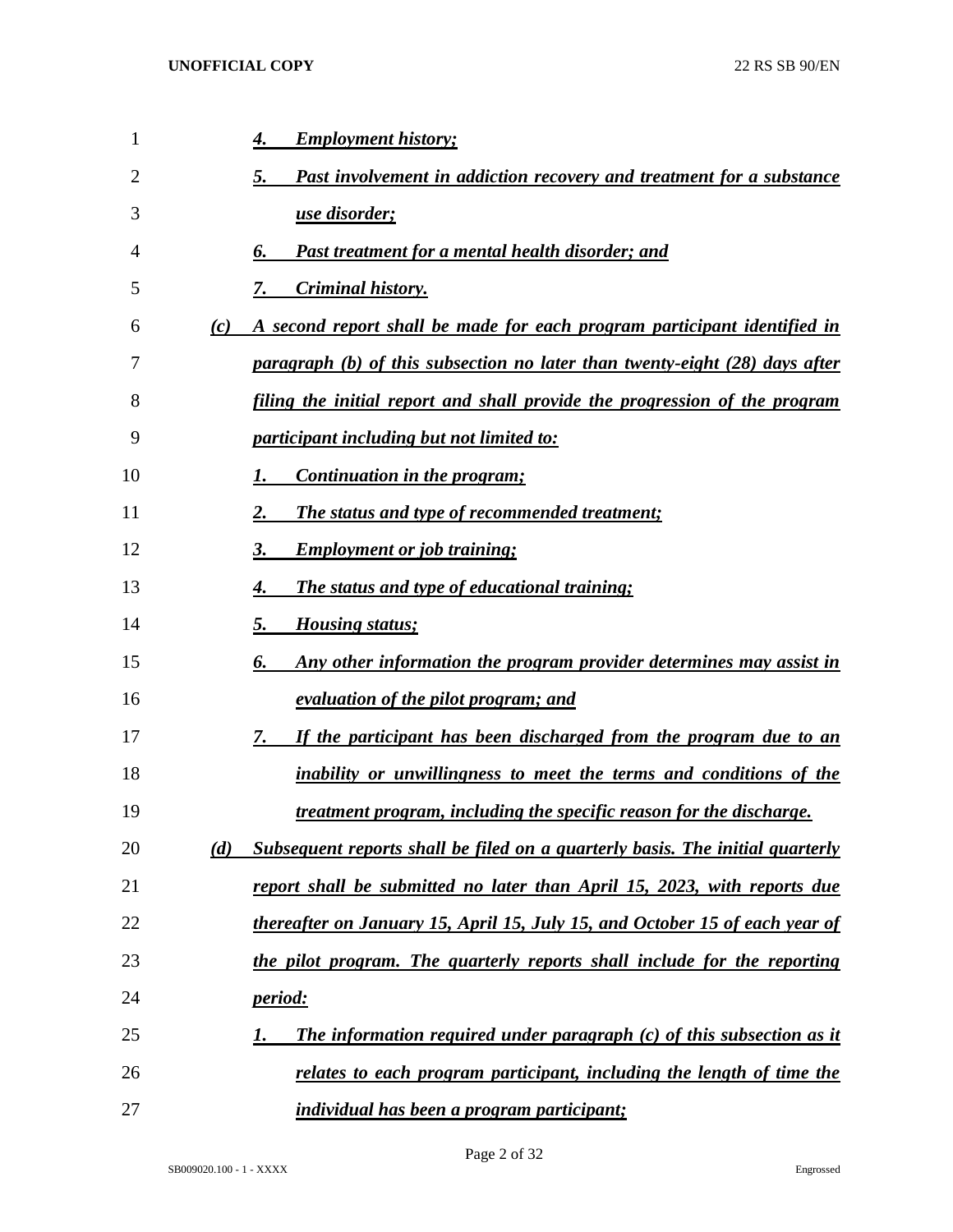4. *Employment history;*

5. *Past involvement in addiction recovery and treatment for a substance use disorder;*

6. *Past treatment for a mental health disorder; and*

7. *Criminal history.*

(c) *A second report shall be made for each program participant identified in paragraph (b) of this subsection no later than twenty-eight (28) days after filing the initial report and shall provide the progression of the program participant including but not limited to:*

1. *Continuation in the program;*

2. *The status and type of recommended treatment;*

3. *Employment or job training;*

4. *The status and type of educational training;*

5. *Housing status;*

6. *Any other information the program provider determines may assist in evaluation of the pilot program; and*

7. *If the participant has been discharged from the program due to an inability or unwillingness to meet the terms and conditions of the treatment program, including the specific reason for the discharge.*

(d) *Subsequent reports shall be filed on a quarterly basis. The initial quarterly report shall be submitted no later than April 15, 2023, with reports due thereafter on January 15, April 15, July 15, and October 15 of each year of the pilot program. The quarterly reports shall include for the reporting period:*

1. *The information required under paragraph (c) of this subsection as it relates to each program participant, including the length of time the individual has been a program participant;*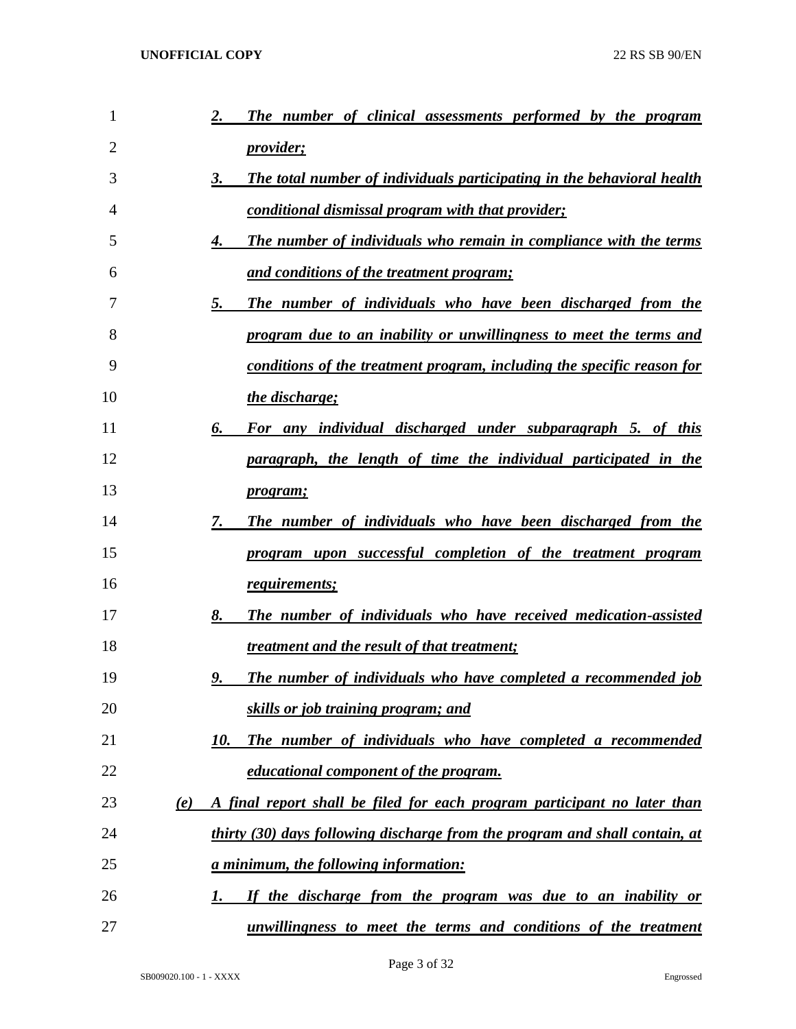*2. The number of clinical assessments performed by the program provider;*

*3. The total number of individuals participating in the behavioral health conditional dismissal program with that provider;*

*4. The number of individuals who remain in compliance with the terms and conditions of the treatment program;*

*5. The number of individuals who have been discharged from the program due to an inability or unwillingness to meet the terms and conditions of the treatment program, including the specific reason for the discharge;*

*6. For any individual discharged under subparagraph 5. of this paragraph, the length of time the individual participated in the program;*

*7. The number of individuals who have been discharged from the program upon successful completion of the treatment program requirements;*

*8. The number of individuals who have received medication-assisted treatment and the result of that treatment;*

*9. The number of individuals who have completed a recommended job skills or job training program; and*

*10. The number of individuals who have completed a recommended educational component of the program.*

*(e) A final report shall be filed for each program participant no later than thirty (30) days following discharge from the program and shall contain, at a minimum, the following information:*

*1. If the discharge from the program was due to an inability or unwillingness to meet the terms and conditions of the treatment*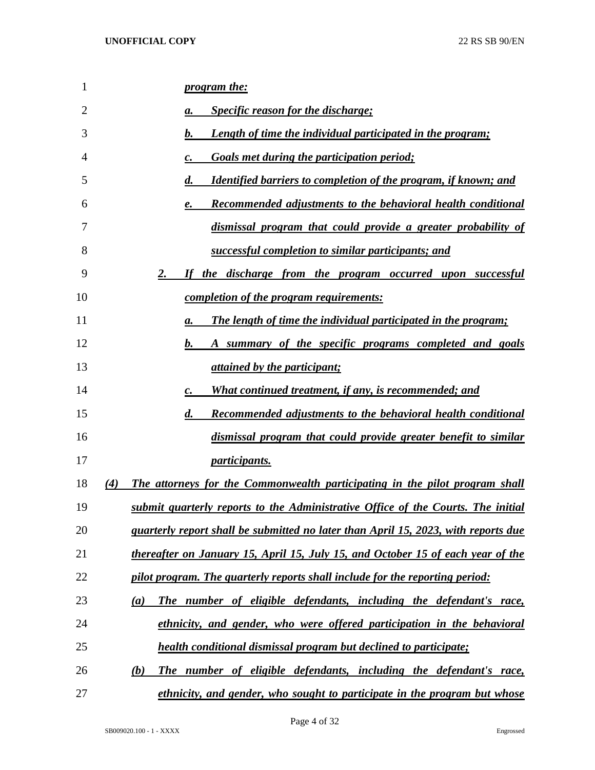*program the:*

a. *Specific reason for the discharge;*

b. *Length of time the individual participated in the program;*

c. *Goals met during the participation period;*

d. *Identified barriers to completion of the program, if known; and*

e. *Recommended adjustments to the behavioral health conditional dismissal program that could provide a greater probability of successful completion to similar participants; and*

2. *If the discharge from the program occurred upon successful completion of the program requirements:*

a. *The length of time the individual participated in the program;*

b. *A summary of the specific programs completed and goals attained by the participant;*

c. *What continued treatment, if any, is recommended; and*

d. *Recommended adjustments to the behavioral health conditional dismissal program that could provide greater benefit to similar participants.*

*(4) The attorneys for the Commonwealth participating in the pilot program shall submit quarterly reports to the Administrative Office of the Courts. The initial quarterly report shall be submitted no later than April 15, 2023, with reports due thereafter on January 15, April 15, July 15, and October 15 of each year of the pilot program. The quarterly reports shall include for the reporting period:*

*(a) The number of eligible defendants, including the defendant's race, ethnicity, and gender, who were offered participation in the behavioral health conditional dismissal program but declined to participate;*

*(b) The number of eligible defendants, including the defendant's race, ethnicity, and gender, who sought to participate in the program but whose*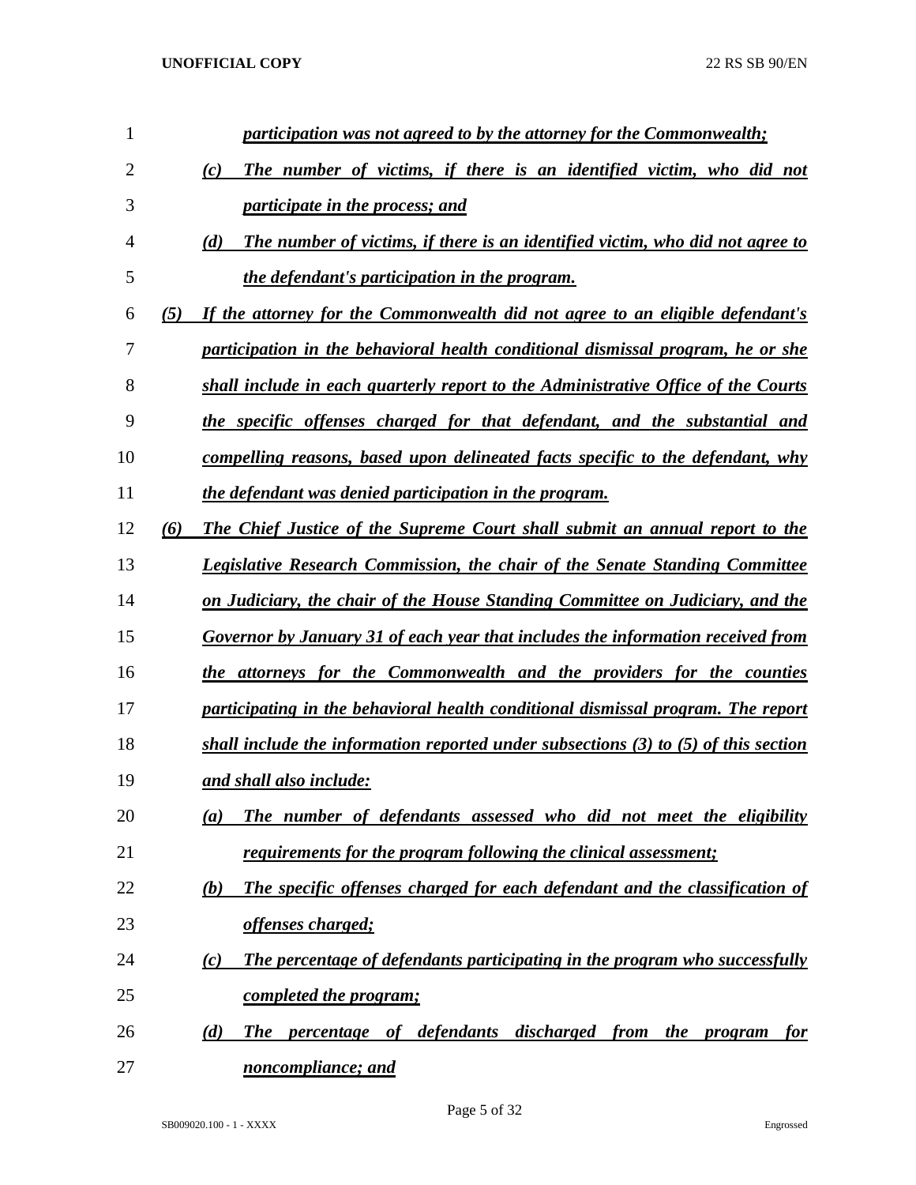*participation was not agreed to by the attorney for the Commonwealth;*

*(c) The number of victims, if there is an identified victim, who did not participate in the process; and*

*(d) The number of victims, if there is an identified victim, who did not agree to the defendant's participation in the program.*

*(5) If the attorney for the Commonwealth did not agree to an eligible defendant's participation in the behavioral health conditional dismissal program, he or she shall include in each quarterly report to the Administrative Office of the Courts the specific offenses charged for that defendant, and the substantial and compelling reasons, based upon delineated facts specific to the defendant, why the defendant was denied participation in the program.*

*(6) The Chief Justice of the Supreme Court shall submit an annual report to the Legislative Research Commission, the chair of the Senate Standing Committee on Judiciary, the chair of the House Standing Committee on Judiciary, and the Governor by January 31 of each year that includes the information received from the attorneys for the Commonwealth and the providers for the counties participating in the behavioral health conditional dismissal program. The report shall include the information reported under subsections (3) to (5) of this section and shall also include:*

*(a) The number of defendants assessed who did not meet the eligibility requirements for the program following the clinical assessment;*

*(b) The specific offenses charged for each defendant and the classification of offenses charged;*

*(c) The percentage of defendants participating in the program who successfully completed the program;*

*(d) The percentage of defendants discharged from the program for noncompliance; and*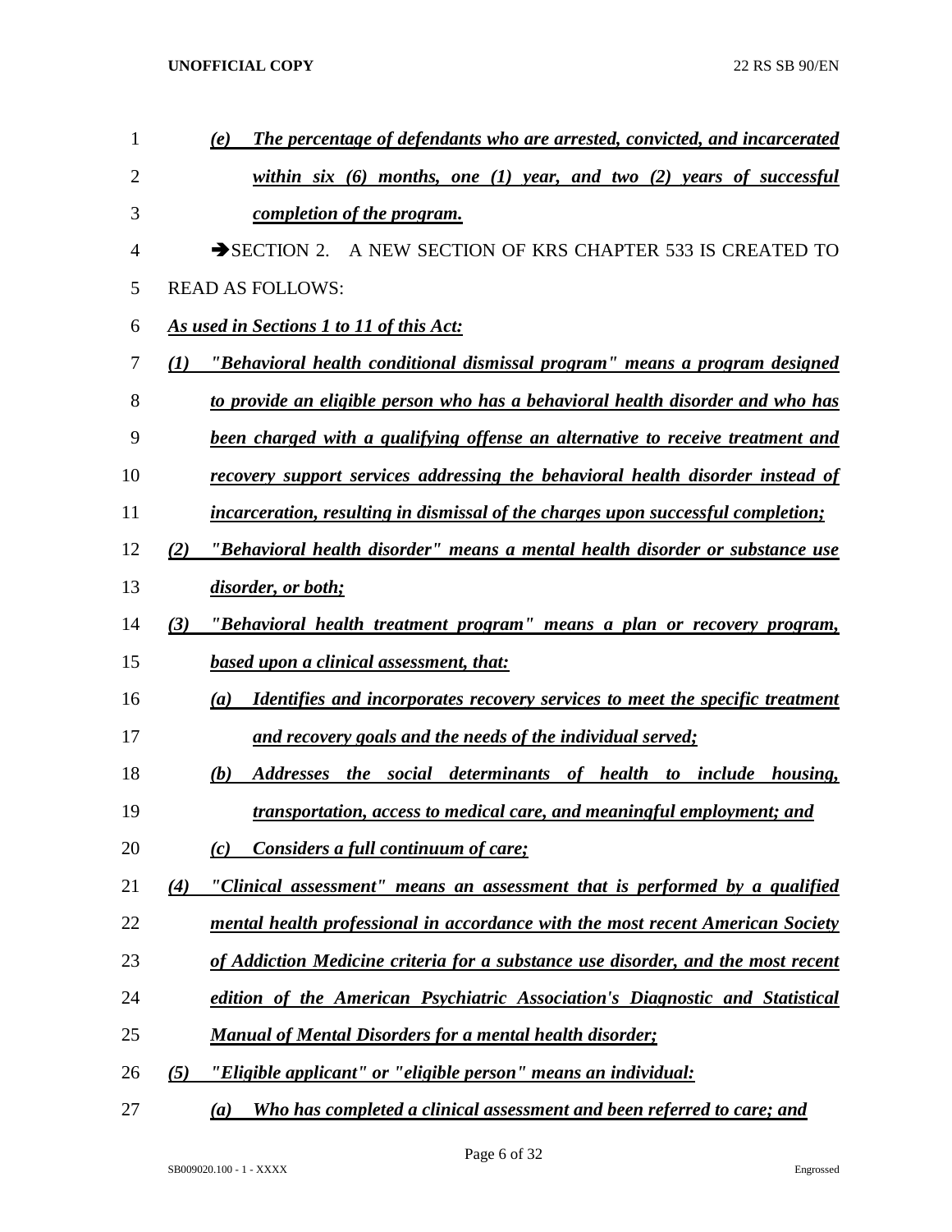*(e) The percentage of defendants who are arrested, convicted, and incarcerated within six (6) months, one (1) year, and two (2) years of successful completion of the program.*

➔SECTION 2. A NEW SECTION OF KRS CHAPTER 533 IS CREATED TO READ AS FOLLOWS:

*As used in Sections 1 to 11 of this Act:*

*(1) "Behavioral health conditional dismissal program" means a program designed to provide an eligible person who has a behavioral health disorder and who has been charged with a qualifying offense an alternative to receive treatment and recovery support services addressing the behavioral health disorder instead of incarceration, resulting in dismissal of the charges upon successful completion;*

*(2) "Behavioral health disorder" means a mental health disorder or substance use disorder, or both;*

*(3) "Behavioral health treatment program" means a plan or recovery program, based upon a clinical assessment, that:*

*(a) Identifies and incorporates recovery services to meet the specific treatment and recovery goals and the needs of the individual served;*

*(b) Addresses the social determinants of health to include housing, transportation, access to medical care, and meaningful employment; and*

*(c) Considers a full continuum of care;*

*(4) "Clinical assessment" means an assessment that is performed by a qualified mental health professional in accordance with the most recent American Society of Addiction Medicine criteria for a substance use disorder, and the most recent edition of the American Psychiatric Association's Diagnostic and Statistical Manual of Mental Disorders for a mental health disorder;*

*(5) "Eligible applicant" or "eligible person" means an individual:*

*(a) Who has completed a clinical assessment and been referred to care; and*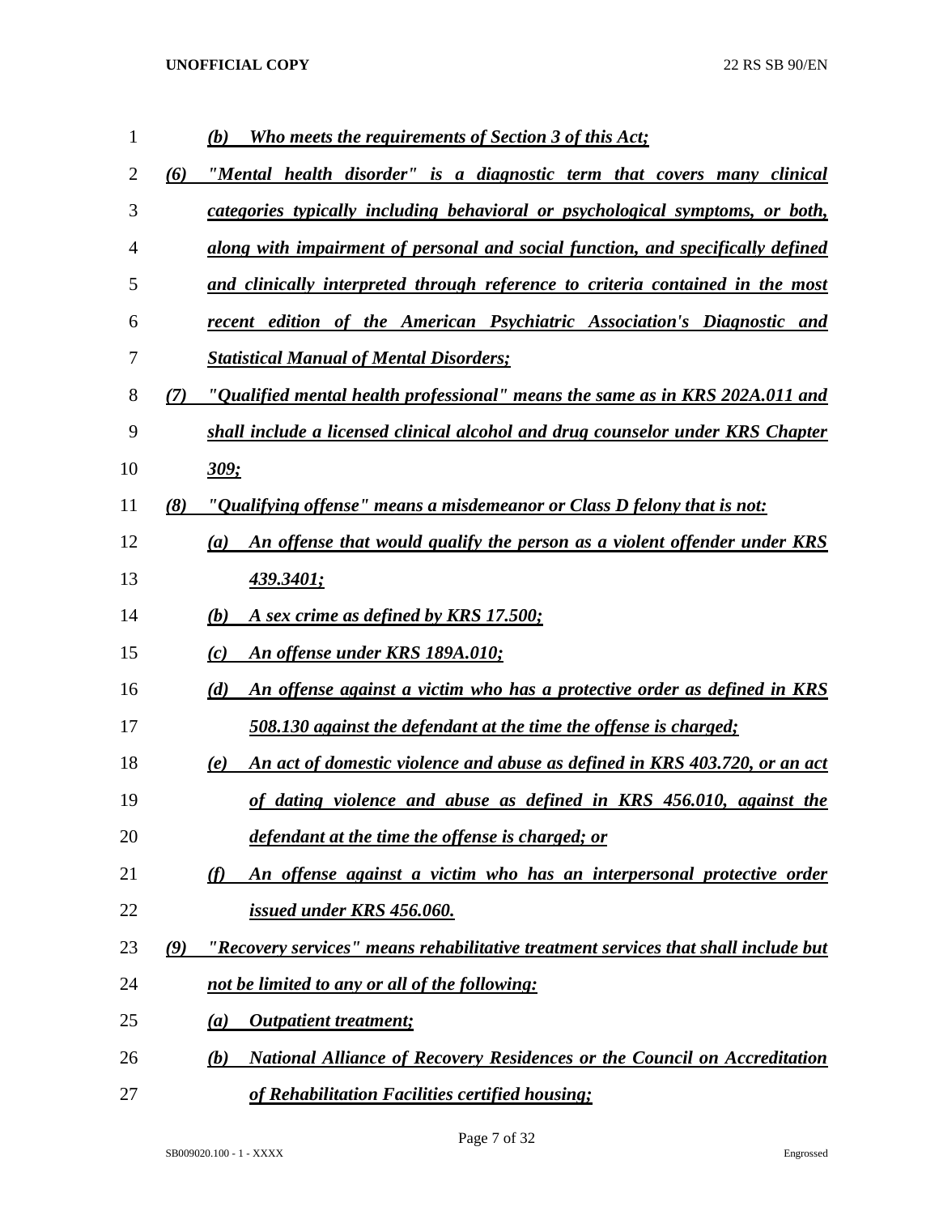*(b) Who meets the requirements of Section 3 of this Act;*

*(6) "Mental health disorder" is a diagnostic term that covers many clinical categories typically including behavioral or psychological symptoms, or both, along with impairment of personal and social function, and specifically defined and clinically interpreted through reference to criteria contained in the most recent edition of the American Psychiatric Association's Diagnostic and Statistical Manual of Mental Disorders;*

*(7) "Qualified mental health professional" means the same as in KRS 202A.011 and shall include a licensed clinical alcohol and drug counselor under KRS Chapter 309;*

*(8) "Qualifying offense" means a misdemeanor or Class D felony that is not:*

*(a) An offense that would qualify the person as a violent offender under KRS 439.3401;*

*(b) A sex crime as defined by KRS 17.500;*

*(c) An offense under KRS 189A.010;*

*(d) An offense against a victim who has a protective order as defined in KRS 508.130 against the defendant at the time the offense is charged;*

*(e) An act of domestic violence and abuse as defined in KRS 403.720, or an act of dating violence and abuse as defined in KRS 456.010, against the defendant at the time the offense is charged; or*

*(f) An offense against a victim who has an interpersonal protective order issued under KRS 456.060.*

*(9) "Recovery services" means rehabilitative treatment services that shall include but not be limited to any or all of the following:*

*(a) Outpatient treatment;*

*(b) National Alliance of Recovery Residences or the Council on Accreditation of Rehabilitation Facilities certified housing;*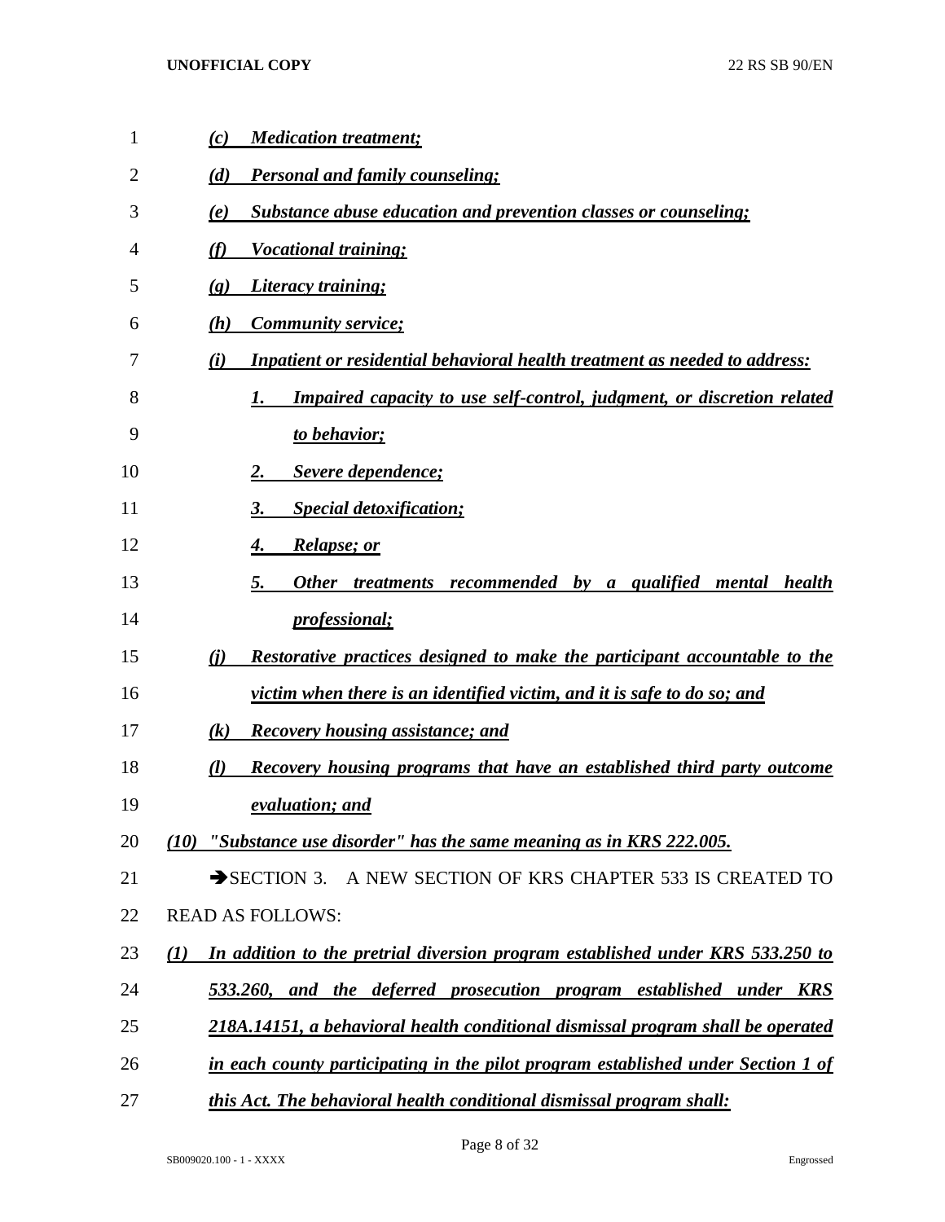*(c) Medication treatment;*

*(d) Personal and family counseling;*

*(e) Substance abuse education and prevention classes or counseling;*

*(f) Vocational training;*

*(g) Literacy training;*

*(h) Community service;*

*(i) Inpatient or residential behavioral health treatment as needed to address:*

*1. Impaired capacity to use self-control, judgment, or discretion related to behavior;*

*2. Severe dependence;*

*3. Special detoxification;*

*4. Relapse; or*

*5. Other treatments recommended by a qualified mental health professional;*

*(j) Restorative practices designed to make the participant accountable to the victim when there is an identified victim, and it is safe to do so; and*

*(k) Recovery housing assistance; and*

*(l) Recovery housing programs that have an established third party outcome evaluation; and*

*(10) "Substance use disorder" has the same meaning as in KRS 222.005.*

➔SECTION 3. A NEW SECTION OF KRS CHAPTER 533 IS CREATED TO READ AS FOLLOWS:

*(1) In addition to the pretrial diversion program established under KRS 533.250 to 533.260, and the deferred prosecution program established under KRS 218A.14151, a behavioral health conditional dismissal program shall be operated in each county participating in the pilot program established under Section 1 of this Act. The behavioral health conditional dismissal program shall:*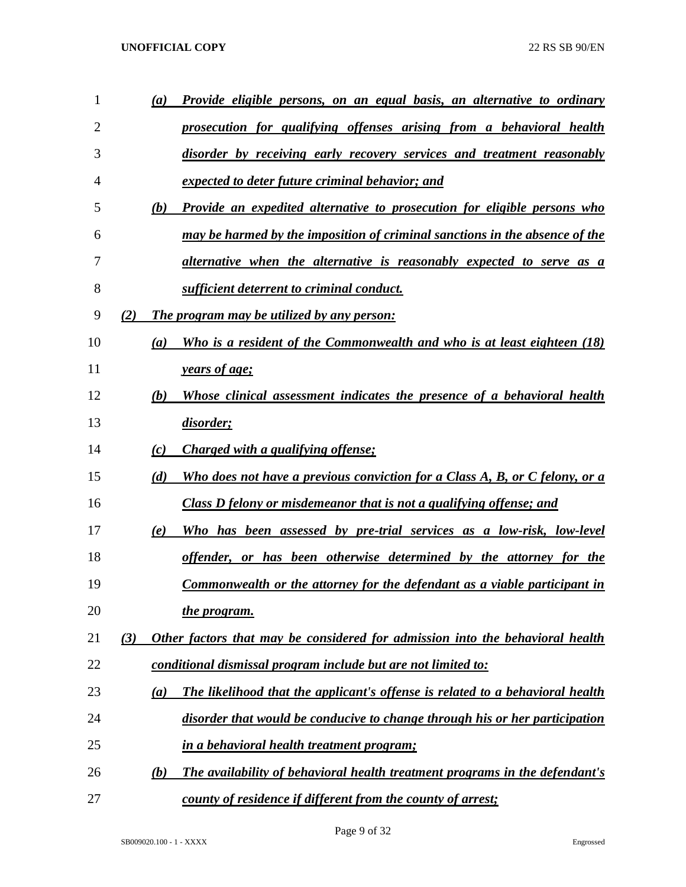*(a) Provide eligible persons, on an equal basis, an alternative to ordinary prosecution for qualifying offenses arising from a behavioral health disorder by receiving early recovery services and treatment reasonably expected to deter future criminal behavior; and*

*(b) Provide an expedited alternative to prosecution for eligible persons who may be harmed by the imposition of criminal sanctions in the absence of the alternative when the alternative is reasonably expected to serve as a sufficient deterrent to criminal conduct.*

*(2) The program may be utilized by any person:*

*(a) Who is a resident of the Commonwealth and who is at least eighteen (18) years of age;*

*(b) Whose clinical assessment indicates the presence of a behavioral health disorder;*

*(c) Charged with a qualifying offense;*

*(d) Who does not have a previous conviction for a Class A, B, or C felony, or a Class D felony or misdemeanor that is not a qualifying offense; and*

*(e) Who has been assessed by pre-trial services as a low-risk, low-level offender, or has been otherwise determined by the attorney for the Commonwealth or the attorney for the defendant as a viable participant in the program.*

*(3) Other factors that may be considered for admission into the behavioral health conditional dismissal program include but are not limited to:*

*(a) The likelihood that the applicant's offense is related to a behavioral health disorder that would be conducive to change through his or her participation in a behavioral health treatment program;*

*(b) The availability of behavioral health treatment programs in the defendant's county of residence if different from the county of arrest;*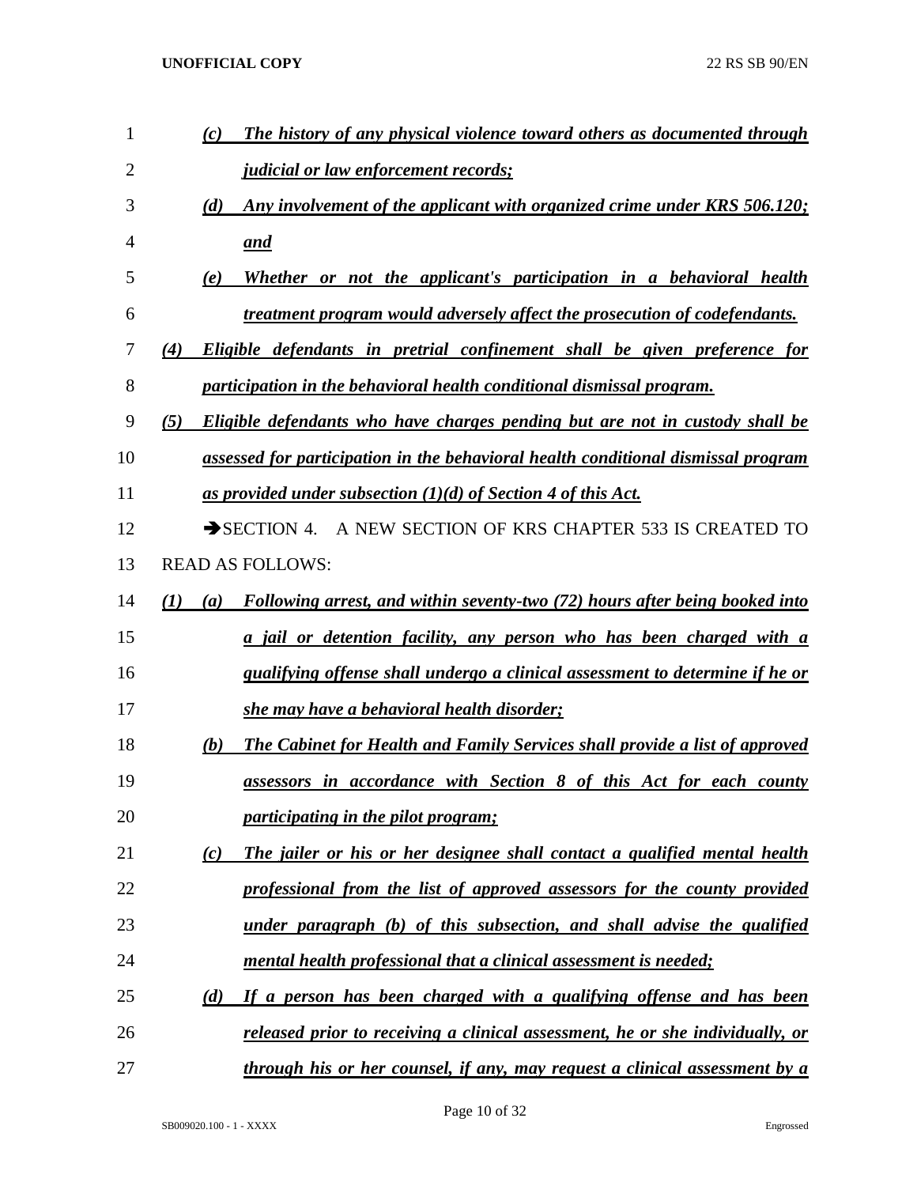*(c) The history of any physical violence toward others as documented through judicial or law enforcement records;*

*(d) Any involvement of the applicant with organized crime under KRS 506.120; and*

*(e) Whether or not the applicant's participation in a behavioral health treatment program would adversely affect the prosecution of codefendants.*

*(4) Eligible defendants in pretrial confinement shall be given preference for participation in the behavioral health conditional dismissal program.*

*(5) Eligible defendants who have charges pending but are not in custody shall be assessed for participation in the behavioral health conditional dismissal program as provided under subsection (1)(d) of Section 4 of this Act.*

➔SECTION 4. A NEW SECTION OF KRS CHAPTER 533 IS CREATED TO READ AS FOLLOWS:

*(1) (a) Following arrest, and within seventy-two (72) hours after being booked into a jail or detention facility, any person who has been charged with a qualifying offense shall undergo a clinical assessment to determine if he or she may have a behavioral health disorder;*

*(b) The Cabinet for Health and Family Services shall provide a list of approved assessors in accordance with Section 8 of this Act for each county participating in the pilot program;*

*(c) The jailer or his or her designee shall contact a qualified mental health professional from the list of approved assessors for the county provided under paragraph (b) of this subsection, and shall advise the qualified mental health professional that a clinical assessment is needed;*

*(d) If a person has been charged with a qualifying offense and has been released prior to receiving a clinical assessment, he or she individually, or through his or her counsel, if any, may request a clinical assessment by a*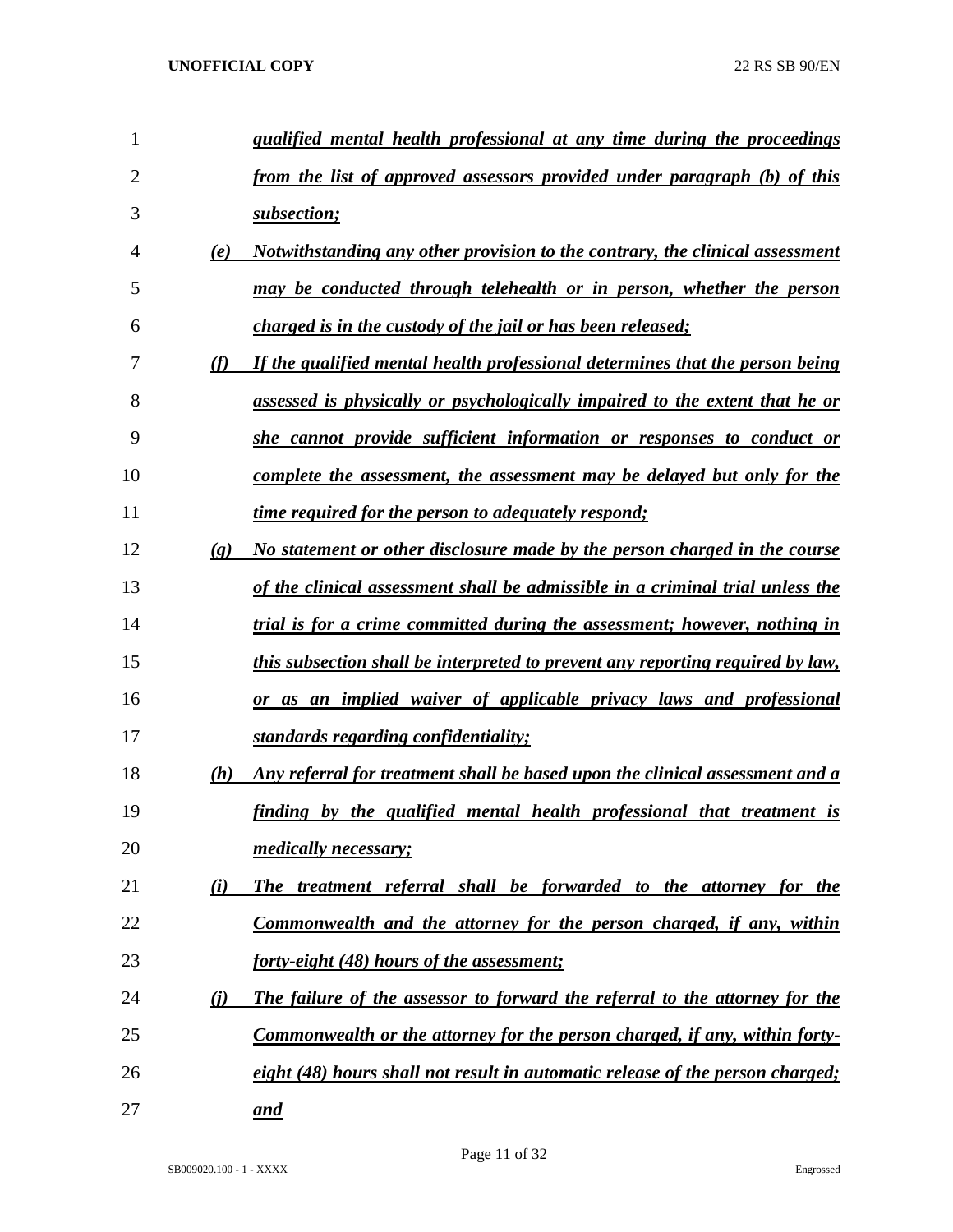*qualified mental health professional at any time during the proceedings from the list of approved assessors provided under paragraph (b) of this subsection;*

*(e) Notwithstanding any other provision to the contrary, the clinical assessment may be conducted through telehealth or in person, whether the person charged is in the custody of the jail or has been released;*

*(f) If the qualified mental health professional determines that the person being assessed is physically or psychologically impaired to the extent that he or she cannot provide sufficient information or responses to conduct or complete the assessment, the assessment may be delayed but only for the time required for the person to adequately respond;*

*(g) No statement or other disclosure made by the person charged in the course of the clinical assessment shall be admissible in a criminal trial unless the trial is for a crime committed during the assessment; however, nothing in this subsection shall be interpreted to prevent any reporting required by law, or as an implied waiver of applicable privacy laws and professional standards regarding confidentiality;*

*(h) Any referral for treatment shall be based upon the clinical assessment and a finding by the qualified mental health professional that treatment is medically necessary;*

*(i) The treatment referral shall be forwarded to the attorney for the Commonwealth and the attorney for the person charged, if any, within forty-eight (48) hours of the assessment;*

*(j) The failure of the assessor to forward the referral to the attorney for the Commonwealth or the attorney for the person charged, if any, within forty-eight (48) hours shall not result in automatic release of the person charged; and*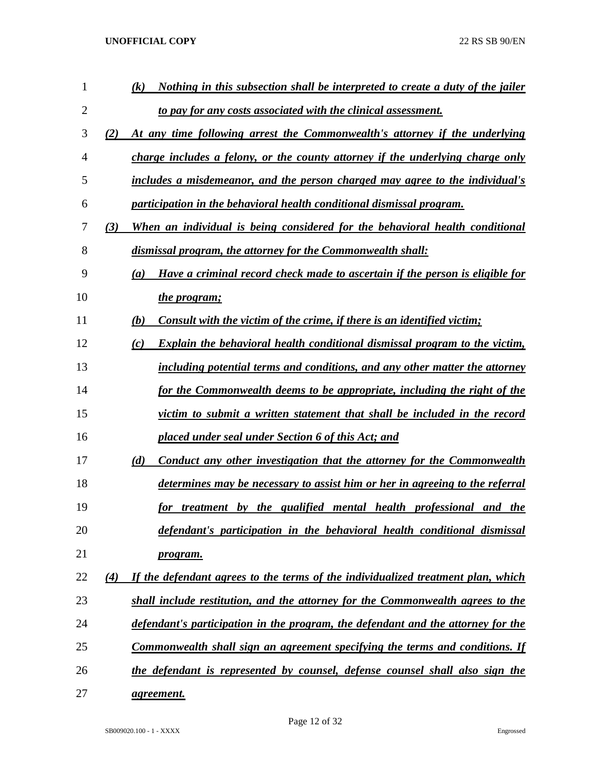*(k)* ***Nothing in this subsection shall be interpreted to create a duty of the jailer to pay for any costs associated with the clinical assessment.***

*(2)* ***At any time following arrest the Commonwealth's attorney if the underlying charge includes a felony, or the county attorney if the underlying charge only includes a misdemeanor, and the person charged may agree to the individual's participation in the behavioral health conditional dismissal program.***

*(3)* ***When an individual is being considered for the behavioral health conditional dismissal program, the attorney for the Commonwealth shall:***

*(a)* ***Have a criminal record check made to ascertain if the person is eligible for the program;***

*(b)* ***Consult with the victim of the crime, if there is an identified victim;***

*(c)* ***Explain the behavioral health conditional dismissal program to the victim, including potential terms and conditions, and any other matter the attorney for the Commonwealth deems to be appropriate, including the right of the victim to submit a written statement that shall be included in the record placed under seal under Section 6 of this Act; and***

*(d)* ***Conduct any other investigation that the attorney for the Commonwealth determines may be necessary to assist him or her in agreeing to the referral for treatment by the qualified mental health professional and the defendant's participation in the behavioral health conditional dismissal program.***

*(4)* ***If the defendant agrees to the terms of the individualized treatment plan, which shall include restitution, and the attorney for the Commonwealth agrees to the defendant's participation in the program, the defendant and the attorney for the Commonwealth shall sign an agreement specifying the terms and conditions. If the defendant is represented by counsel, defense counsel shall also sign the agreement.***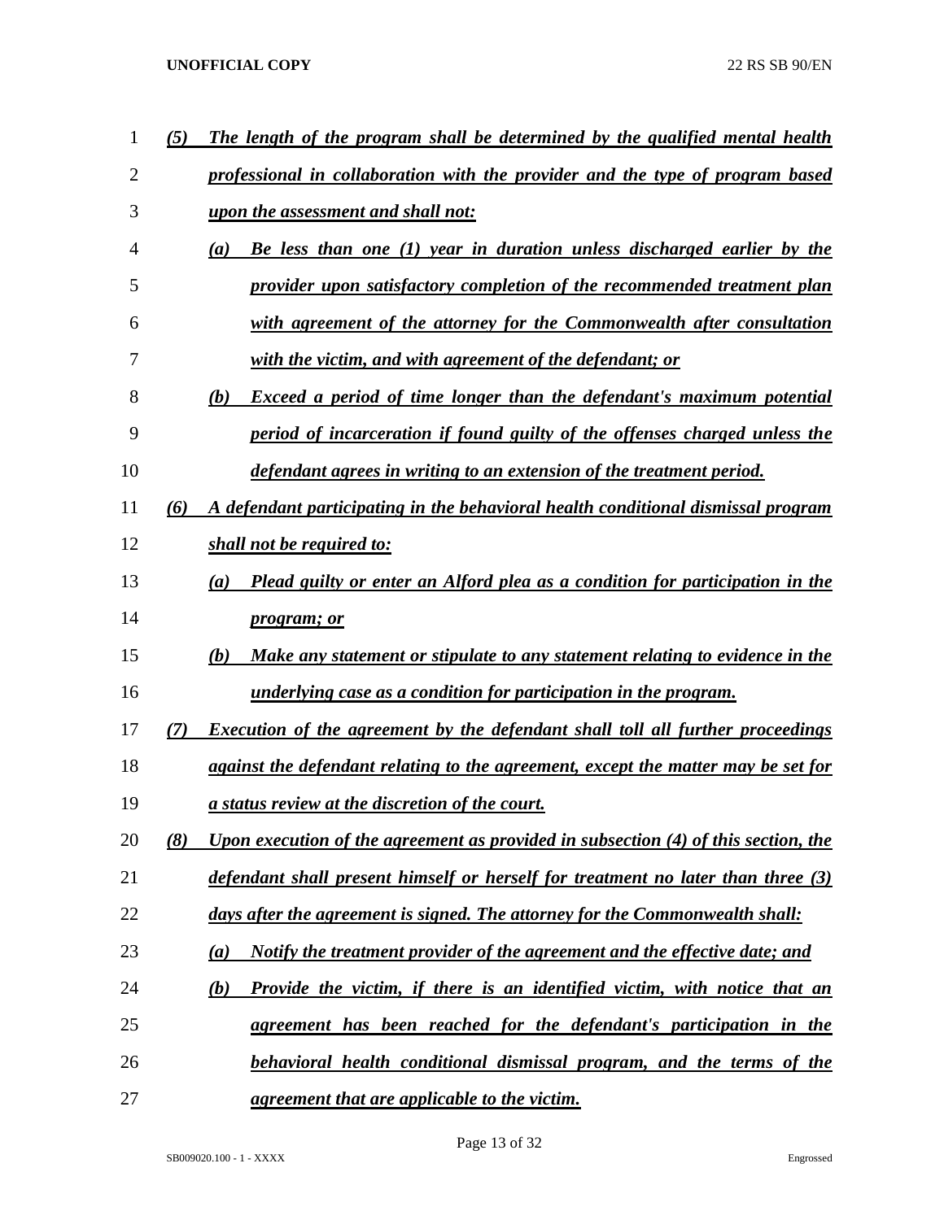*(5)* ***The length of the program shall be determined by the qualified mental health professional in collaboration with the provider and the type of program based upon the assessment and shall not:***

*(a)* ***Be less than one (1) year in duration unless discharged earlier by the provider upon satisfactory completion of the recommended treatment plan with agreement of the attorney for the Commonwealth after consultation with the victim, and with agreement of the defendant; or***

*(b)* ***Exceed a period of time longer than the defendant's maximum potential period of incarceration if found guilty of the offenses charged unless the defendant agrees in writing to an extension of the treatment period.***

*(6)* ***A defendant participating in the behavioral health conditional dismissal program shall not be required to:***

*(a)* ***Plead guilty or enter an Alford plea as a condition for participation in the program; or***

*(b)* ***Make any statement or stipulate to any statement relating to evidence in the underlying case as a condition for participation in the program.***

*(7)* ***Execution of the agreement by the defendant shall toll all further proceedings against the defendant relating to the agreement, except the matter may be set for a status review at the discretion of the court.***

*(8)* ***Upon execution of the agreement as provided in subsection (4) of this section, the defendant shall present himself or herself for treatment no later than three (3) days after the agreement is signed. The attorney for the Commonwealth shall:***

*(a)* ***Notify the treatment provider of the agreement and the effective date; and***

*(b)* ***Provide the victim, if there is an identified victim, with notice that an agreement has been reached for the defendant's participation in the behavioral health conditional dismissal program, and the terms of the agreement that are applicable to the victim.***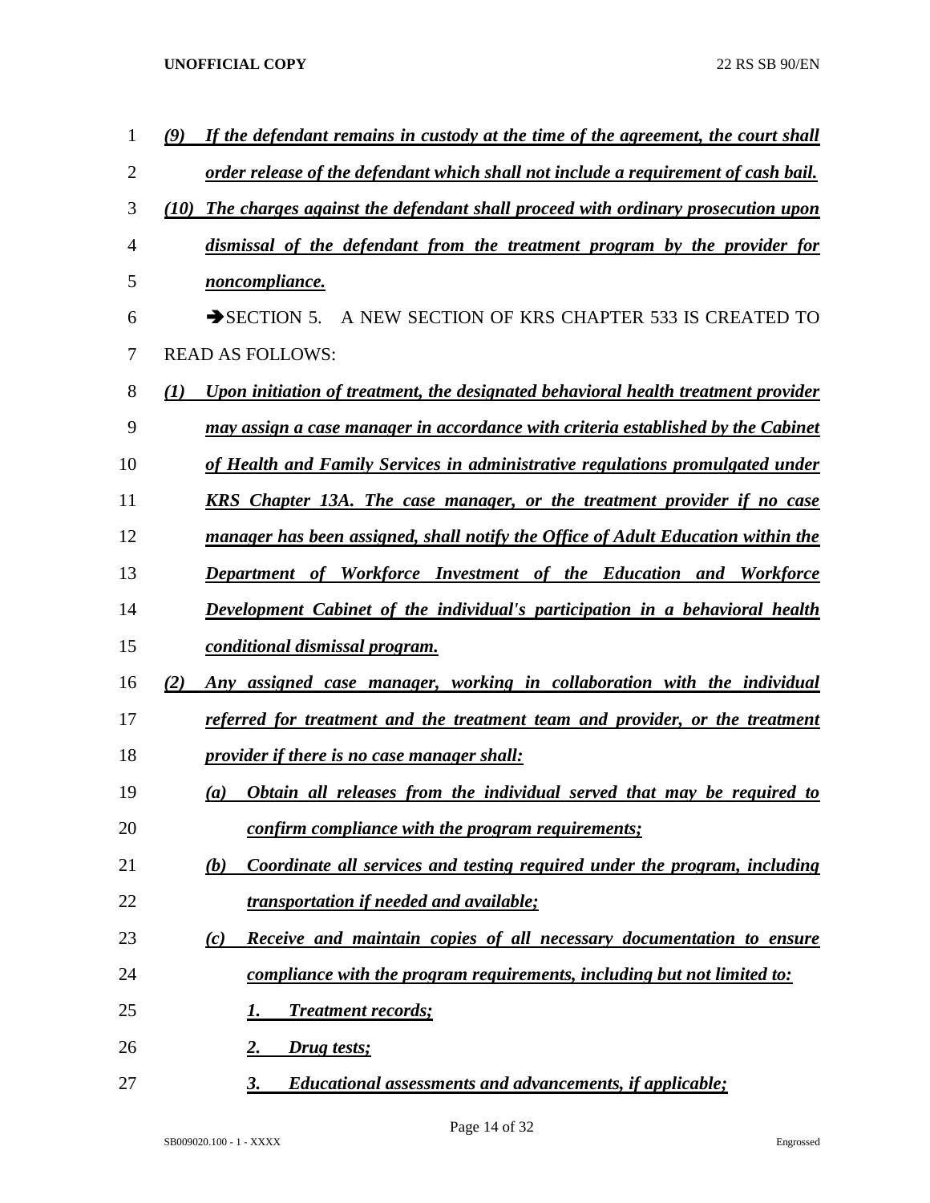***(9) If the defendant remains in custody at the time of the agreement, the court shall order release of the defendant which shall not include a requirement of cash bail.***

***(10) The charges against the defendant shall proceed with ordinary prosecution upon dismissal of the defendant from the treatment program by the provider for noncompliance.***

➔SECTION 5. A NEW SECTION OF KRS CHAPTER 533 IS CREATED TO READ AS FOLLOWS:

***(1) Upon initiation of treatment, the designated behavioral health treatment provider may assign a case manager in accordance with criteria established by the Cabinet of Health and Family Services in administrative regulations promulgated under KRS Chapter 13A. The case manager, or the treatment provider if no case manager has been assigned, shall notify the Office of Adult Education within the Department of Workforce Investment of the Education and Workforce Development Cabinet of the individual's participation in a behavioral health conditional dismissal program.***

***(2) Any assigned case manager, working in collaboration with the individual referred for treatment and the treatment team and provider, or the treatment provider if there is no case manager shall:***

***(a) Obtain all releases from the individual served that may be required to confirm compliance with the program requirements;***

***(b) Coordinate all services and testing required under the program, including transportation if needed and available;***

***(c) Receive and maintain copies of all necessary documentation to ensure compliance with the program requirements, including but not limited to:***

***1. Treatment records;***

***2. Drug tests;***

***3. Educational assessments and advancements, if applicable;***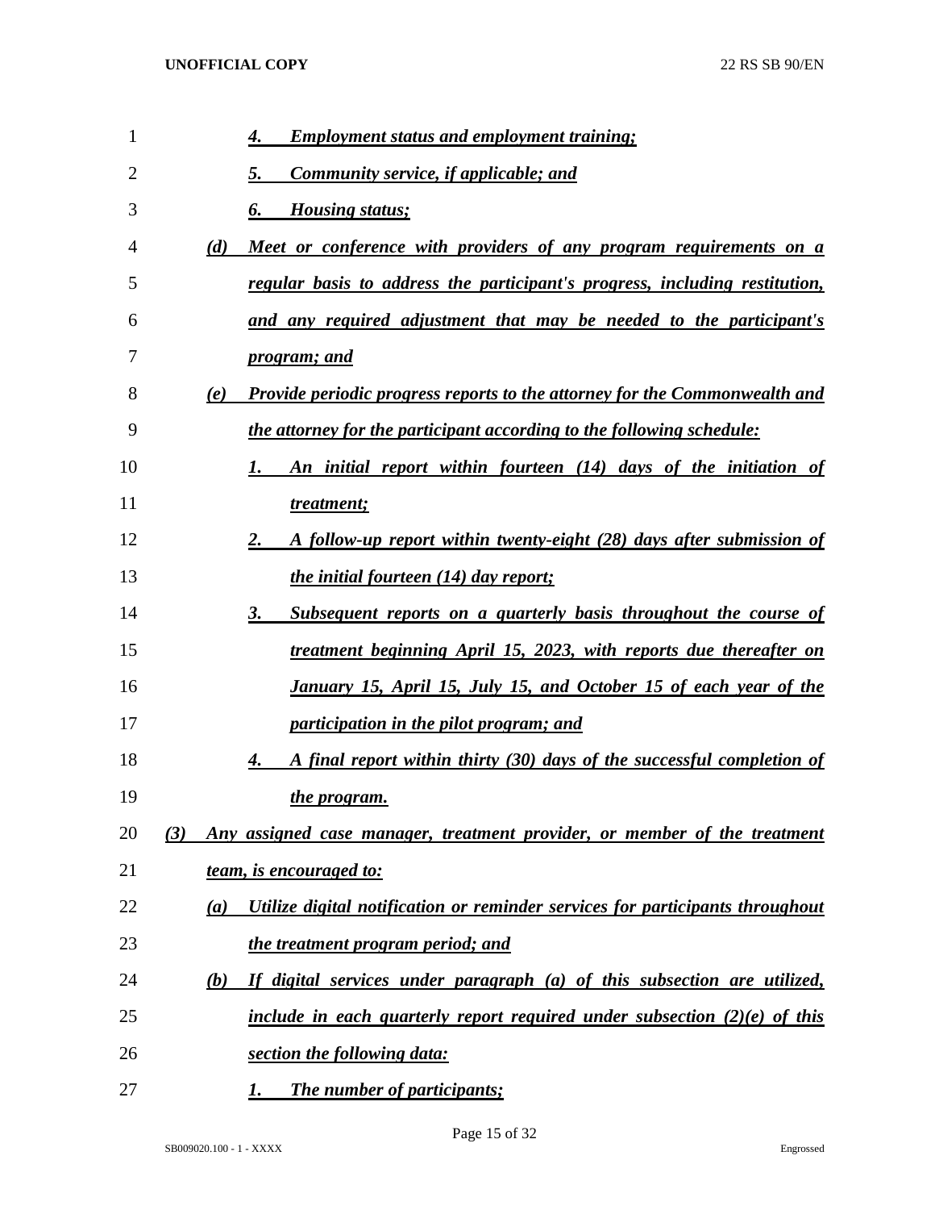*4. Employment status and employment training;*

*5. Community service, if applicable; and*

*6. Housing status;*

*(d) Meet or conference with providers of any program requirements on a regular basis to address the participant's progress, including restitution, and any required adjustment that may be needed to the participant's program; and*

*(e) Provide periodic progress reports to the attorney for the Commonwealth and the attorney for the participant according to the following schedule:*

*1. An initial report within fourteen (14) days of the initiation of treatment;*

*2. A follow-up report within twenty-eight (28) days after submission of the initial fourteen (14) day report;*

*3. Subsequent reports on a quarterly basis throughout the course of treatment beginning April 15, 2023, with reports due thereafter on January 15, April 15, July 15, and October 15 of each year of the participation in the pilot program; and*

*4. A final report within thirty (30) days of the successful completion of the program.*

*(3) Any assigned case manager, treatment provider, or member of the treatment team, is encouraged to:*

*(a) Utilize digital notification or reminder services for participants throughout the treatment program period; and*

*(b) If digital services under paragraph (a) of this subsection are utilized, include in each quarterly report required under subsection (2)(e) of this section the following data:*

*1. The number of participants;*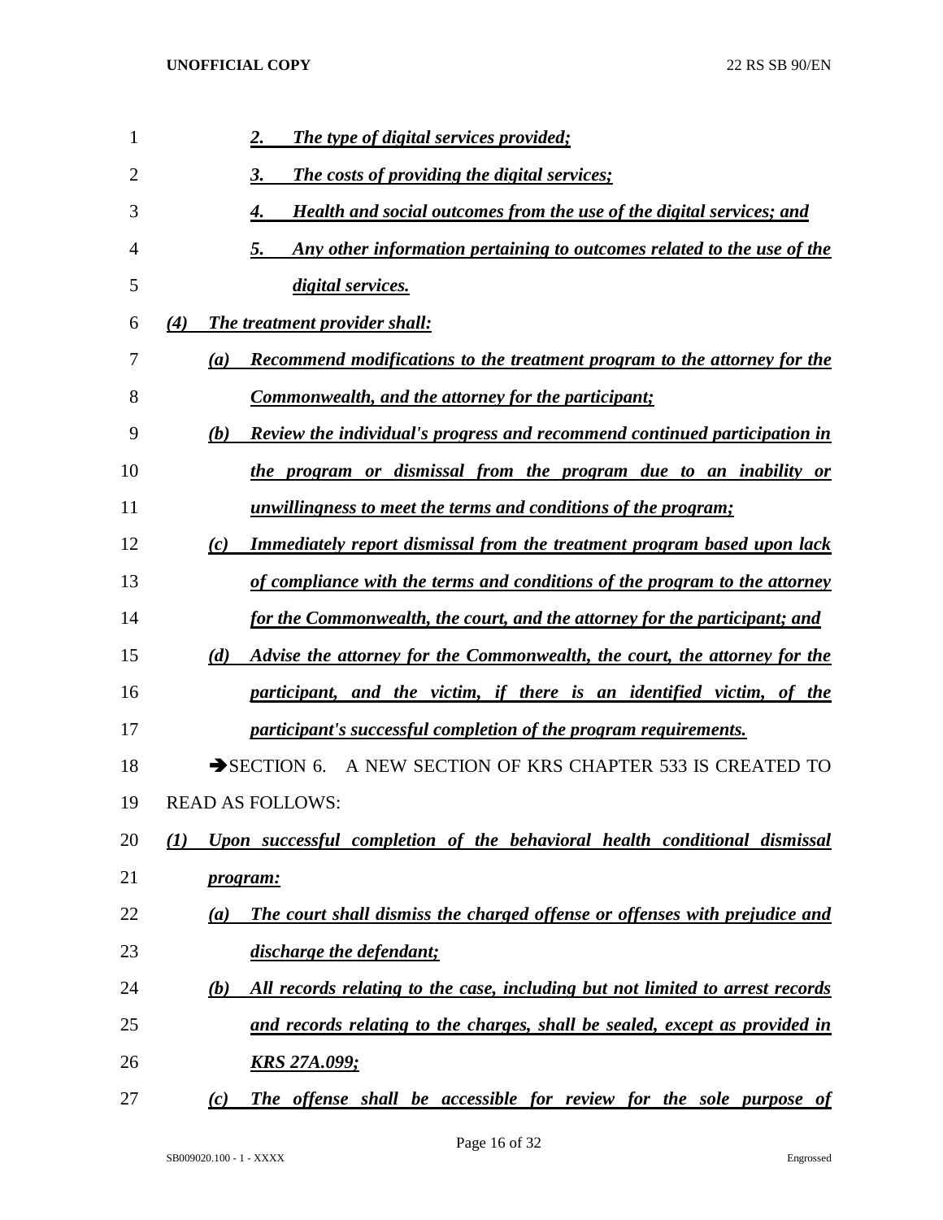*2. The type of digital services provided;*

*3. The costs of providing the digital services;*

*4. Health and social outcomes from the use of the digital services; and*

*5. Any other information pertaining to outcomes related to the use of the digital services.*

*(4) The treatment provider shall:*

*(a) Recommend modifications to the treatment program to the attorney for the Commonwealth, and the attorney for the participant;*

*(b) Review the individual's progress and recommend continued participation in the program or dismissal from the program due to an inability or unwillingness to meet the terms and conditions of the program;*

*(c) Immediately report dismissal from the treatment program based upon lack of compliance with the terms and conditions of the program to the attorney for the Commonwealth, the court, and the attorney for the participant; and*

*(d) Advise the attorney for the Commonwealth, the court, the attorney for the participant, and the victim, if there is an identified victim, of the participant's successful completion of the program requirements.*

➔SECTION 6. A NEW SECTION OF KRS CHAPTER 533 IS CREATED TO READ AS FOLLOWS:

*(1) Upon successful completion of the behavioral health conditional dismissal program:*

*(a) The court shall dismiss the charged offense or offenses with prejudice and discharge the defendant;*

*(b) All records relating to the case, including but not limited to arrest records and records relating to the charges, shall be sealed, except as provided in KRS 27A.099;*

*(c) The offense shall be accessible for review for the sole purpose of*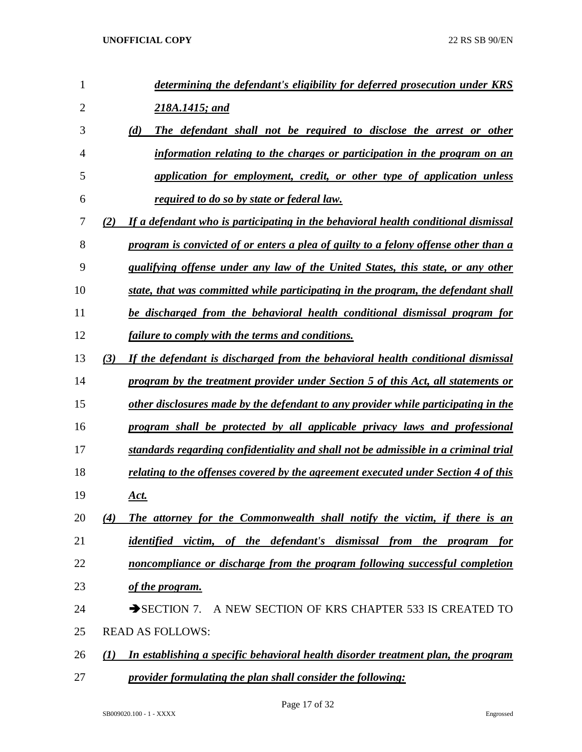*determining the defendant's eligibility for deferred prosecution under KRS 218A.1415; and*

*(d) The defendant shall not be required to disclose the arrest or other information relating to the charges or participation in the program on an application for employment, credit, or other type of application unless required to do so by state or federal law.*

*(2) If a defendant who is participating in the behavioral health conditional dismissal program is convicted of or enters a plea of guilty to a felony offense other than a qualifying offense under any law of the United States, this state, or any other state, that was committed while participating in the program, the defendant shall be discharged from the behavioral health conditional dismissal program for failure to comply with the terms and conditions.*

*(3) If the defendant is discharged from the behavioral health conditional dismissal program by the treatment provider under Section 5 of this Act, all statements or other disclosures made by the defendant to any provider while participating in the program shall be protected by all applicable privacy laws and professional standards regarding confidentiality and shall not be admissible in a criminal trial relating to the offenses covered by the agreement executed under Section 4 of this Act.*

*(4) The attorney for the Commonwealth shall notify the victim, if there is an identified victim, of the defendant's dismissal from the program for noncompliance or discharge from the program following successful completion of the program.*

➔SECTION 7. A NEW SECTION OF KRS CHAPTER 533 IS CREATED TO READ AS FOLLOWS:

*(1) In establishing a specific behavioral health disorder treatment plan, the program provider formulating the plan shall consider the following:*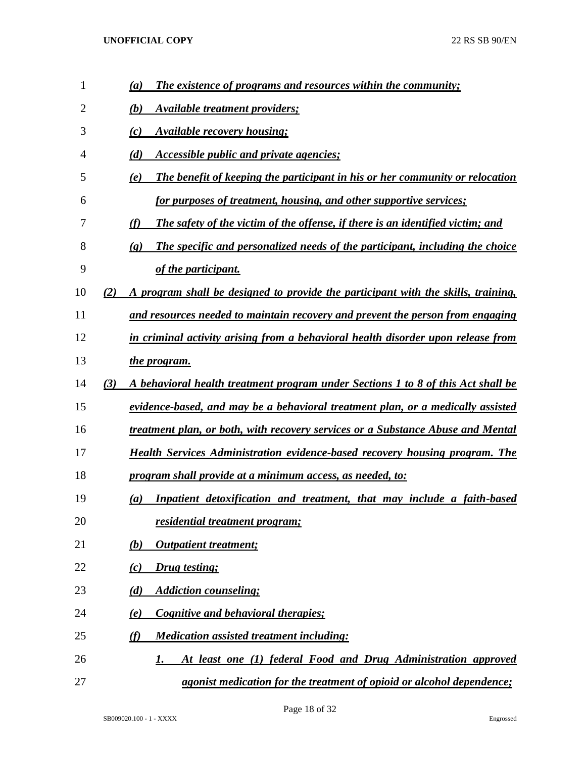(a) *The existence of programs and resources within the community;*

(b) *Available treatment providers;*

(c) *Available recovery housing;*

(d) *Accessible public and private agencies;*

(e) *The benefit of keeping the participant in his or her community or relocation for purposes of treatment, housing, and other supportive services;*

(f) *The safety of the victim of the offense, if there is an identified victim; and*

(g) *The specific and personalized needs of the participant, including the choice of the participant.*

(2) *A program shall be designed to provide the participant with the skills, training, and resources needed to maintain recovery and prevent the person from engaging in criminal activity arising from a behavioral health disorder upon release from the program.*

(3) *A behavioral health treatment program under Sections 1 to 8 of this Act shall be evidence-based, and may be a behavioral treatment plan, or a medically assisted treatment plan, or both, with recovery services or a Substance Abuse and Mental Health Services Administration evidence-based recovery housing program. The program shall provide at a minimum access, as needed, to:*

(a) *Inpatient detoxification and treatment, that may include a faith-based residential treatment program;*

(b) *Outpatient treatment;*

(c) *Drug testing;*

(d) *Addiction counseling;*

(e) *Cognitive and behavioral therapies;*

(f) *Medication assisted treatment including:*

1. *At least one (1) federal Food and Drug Administration approved agonist medication for the treatment of opioid or alcohol dependence;*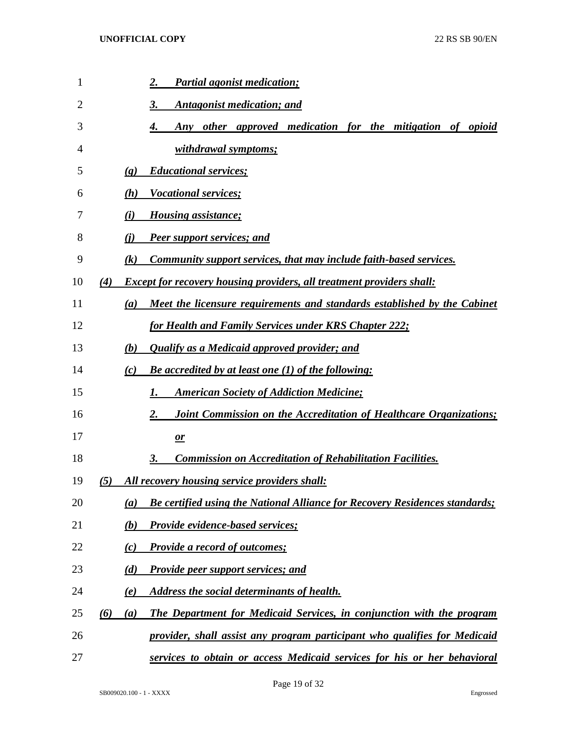2. *Partial agonist medication;*

3. *Antagonist medication; and*

4. *Any other approved medication for the mitigation of opioid withdrawal symptoms;*

*(g) Educational services;*

*(h) Vocational services;*

*(i) Housing assistance;*

*(j) Peer support services; and*

*(k) Community support services, that may include faith-based services.*

*(4) Except for recovery housing providers, all treatment providers shall:*

*(a) Meet the licensure requirements and standards established by the Cabinet for Health and Family Services under KRS Chapter 222;*

*(b) Qualify as a Medicaid approved provider; and*

*(c) Be accredited by at least one (1) of the following:*

1. *American Society of Addiction Medicine;*

2. *Joint Commission on the Accreditation of Healthcare Organizations; or*

3. *Commission on Accreditation of Rehabilitation Facilities.*

*(5) All recovery housing service providers shall:*

*(a) Be certified using the National Alliance for Recovery Residences standards;*

*(b) Provide evidence-based services;*

*(c) Provide a record of outcomes;*

*(d) Provide peer support services; and*

*(e) Address the social determinants of health.*

*(6) (a) The Department for Medicaid Services, in conjunction with the program provider, shall assist any program participant who qualifies for Medicaid services to obtain or access Medicaid services for his or her behavioral*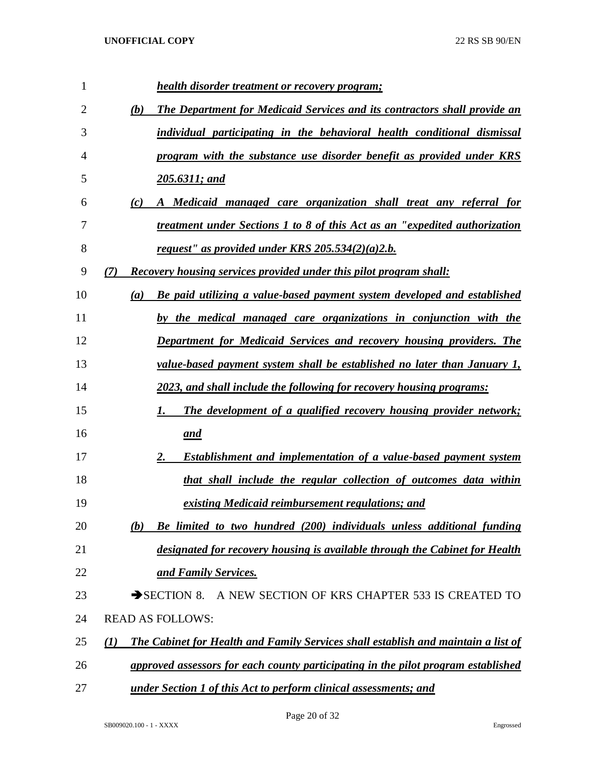***health disorder treatment or recovery program;***

***(b) The Department for Medicaid Services and its contractors shall provide an individual participating in the behavioral health conditional dismissal program with the substance use disorder benefit as provided under KRS 205.6311; and***

***(c) A Medicaid managed care organization shall treat any referral for treatment under Sections 1 to 8 of this Act as an "expedited authorization request" as provided under KRS 205.534(2)(a)2.b.***

***(7) Recovery housing services provided under this pilot program shall:***

***(a) Be paid utilizing a value-based payment system developed and established by the medical managed care organizations in conjunction with the Department for Medicaid Services and recovery housing providers. The value-based payment system shall be established no later than January 1, 2023, and shall include the following for recovery housing programs:***

***1. The development of a qualified recovery housing provider network; and***

***2. Establishment and implementation of a value-based payment system that shall include the regular collection of outcomes data within existing Medicaid reimbursement regulations; and***

***(b) Be limited to two hundred (200) individuals unless additional funding designated for recovery housing is available through the Cabinet for Health and Family Services.***

➔SECTION 8. A NEW SECTION OF KRS CHAPTER 533 IS CREATED TO READ AS FOLLOWS:

***(1) The Cabinet for Health and Family Services shall establish and maintain a list of approved assessors for each county participating in the pilot program established under Section 1 of this Act to perform clinical assessments; and***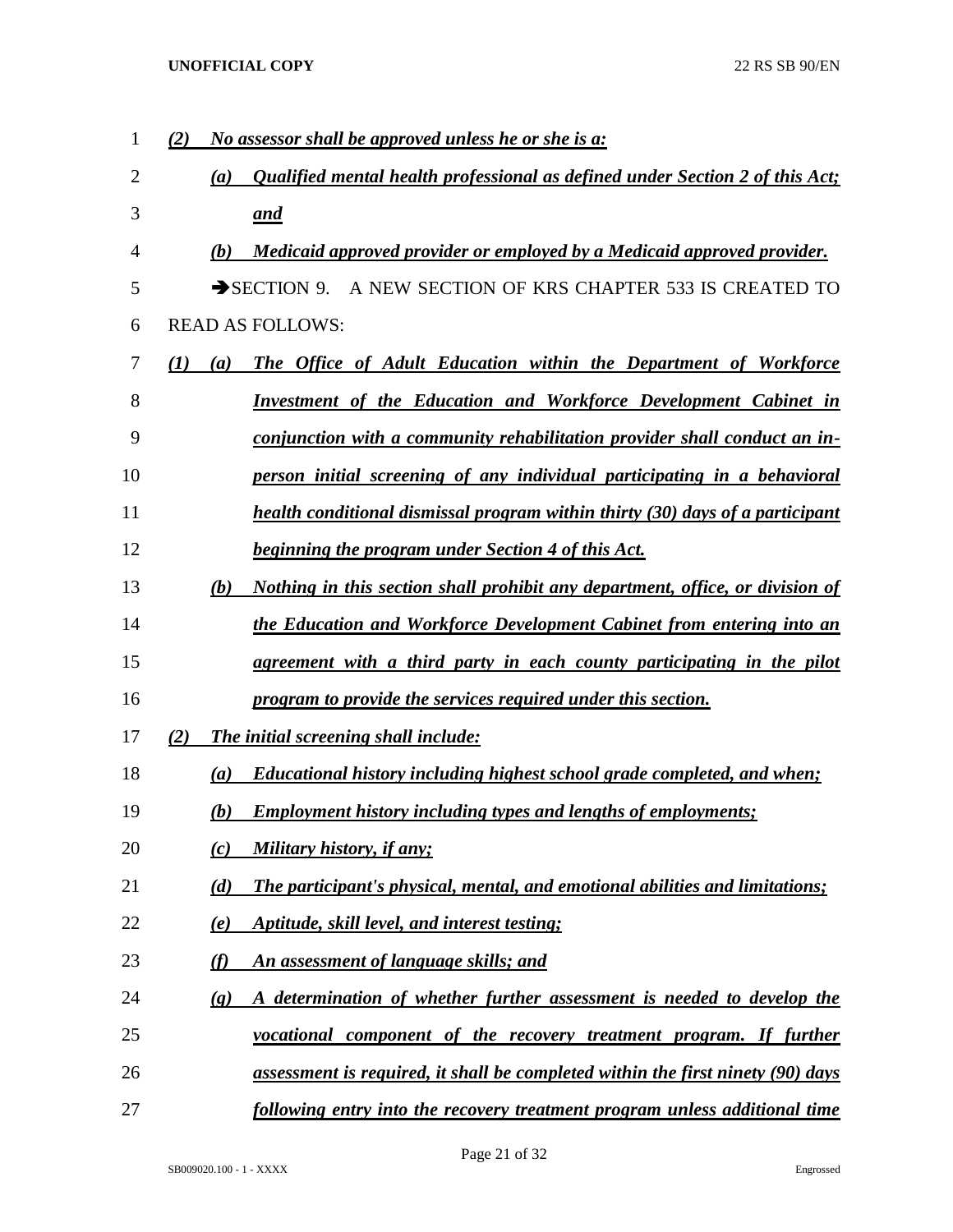*(2) No assessor shall be approved unless he or she is a:*

*(a) Qualified mental health professional as defined under Section 2 of this Act; and*

*(b) Medicaid approved provider or employed by a Medicaid approved provider.*

➔SECTION 9. A NEW SECTION OF KRS CHAPTER 533 IS CREATED TO READ AS FOLLOWS:

*(1) (a) The Office of Adult Education within the Department of Workforce Investment of the Education and Workforce Development Cabinet in conjunction with a community rehabilitation provider shall conduct an in-person initial screening of any individual participating in a behavioral health conditional dismissal program within thirty (30) days of a participant beginning the program under Section 4 of this Act.*

*(b) Nothing in this section shall prohibit any department, office, or division of the Education and Workforce Development Cabinet from entering into an agreement with a third party in each county participating in the pilot program to provide the services required under this section.*

*(2) The initial screening shall include:*

*(a) Educational history including highest school grade completed, and when;*

*(b) Employment history including types and lengths of employments;*

*(c) Military history, if any;*

*(d) The participant's physical, mental, and emotional abilities and limitations;*

*(e) Aptitude, skill level, and interest testing;*

*(f) An assessment of language skills; and*

*(g) A determination of whether further assessment is needed to develop the vocational component of the recovery treatment program. If further assessment is required, it shall be completed within the first ninety (90) days following entry into the recovery treatment program unless additional time*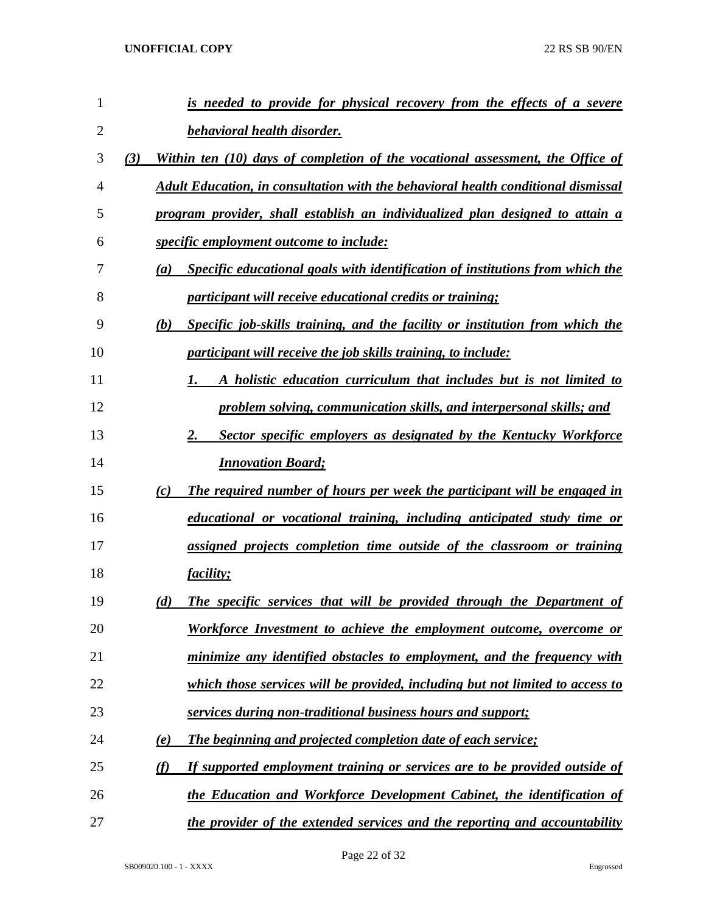*is needed to provide for physical recovery from the effects of a severe behavioral health disorder.*

*(3) Within ten (10) days of completion of the vocational assessment, the Office of Adult Education, in consultation with the behavioral health conditional dismissal program provider, shall establish an individualized plan designed to attain a specific employment outcome to include:*

*(a) Specific educational goals with identification of institutions from which the participant will receive educational credits or training;*

*(b) Specific job-skills training, and the facility or institution from which the participant will receive the job skills training, to include:*

*1. A holistic education curriculum that includes but is not limited to problem solving, communication skills, and interpersonal skills; and*

*2. Sector specific employers as designated by the Kentucky Workforce Innovation Board;*

*(c) The required number of hours per week the participant will be engaged in educational or vocational training, including anticipated study time or assigned projects completion time outside of the classroom or training facility;*

*(d) The specific services that will be provided through the Department of Workforce Investment to achieve the employment outcome, overcome or minimize any identified obstacles to employment, and the frequency with which those services will be provided, including but not limited to access to services during non-traditional business hours and support;*

*(e) The beginning and projected completion date of each service;*

*(f) If supported employment training or services are to be provided outside of the Education and Workforce Development Cabinet, the identification of the provider of the extended services and the reporting and accountability*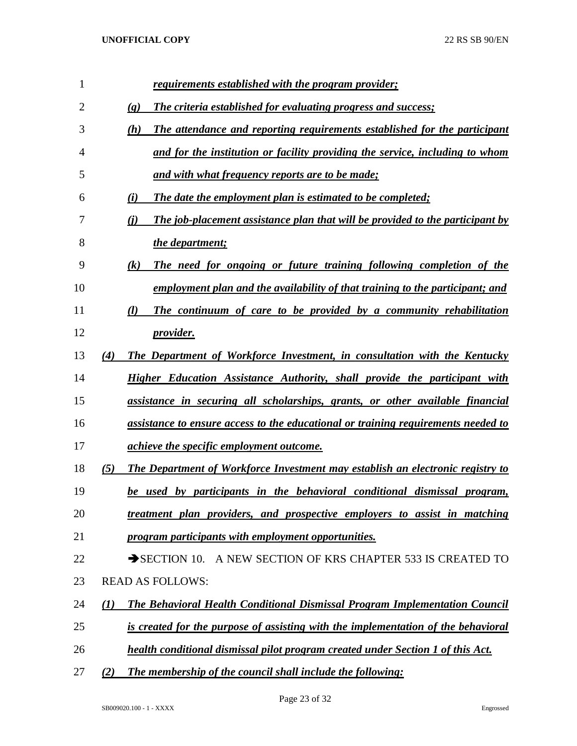*requirements established with the program provider;*

*(g) The criteria established for evaluating progress and success;*

*(h) The attendance and reporting requirements established for the participant and for the institution or facility providing the service, including to whom and with what frequency reports are to be made;*

*(i) The date the employment plan is estimated to be completed;*

*(j) The job-placement assistance plan that will be provided to the participant by the department;*

*(k) The need for ongoing or future training following completion of the employment plan and the availability of that training to the participant; and*

*(l) The continuum of care to be provided by a community rehabilitation provider.*

*(4) The Department of Workforce Investment, in consultation with the Kentucky Higher Education Assistance Authority, shall provide the participant with assistance in securing all scholarships, grants, or other available financial assistance to ensure access to the educational or training requirements needed to achieve the specific employment outcome.*

*(5) The Department of Workforce Investment may establish an electronic registry to be used by participants in the behavioral conditional dismissal program, treatment plan providers, and prospective employers to assist in matching program participants with employment opportunities.*

➔SECTION 10. A NEW SECTION OF KRS CHAPTER 533 IS CREATED TO READ AS FOLLOWS:

*(1) The Behavioral Health Conditional Dismissal Program Implementation Council is created for the purpose of assisting with the implementation of the behavioral health conditional dismissal pilot program created under Section 1 of this Act.*

*(2) The membership of the council shall include the following:*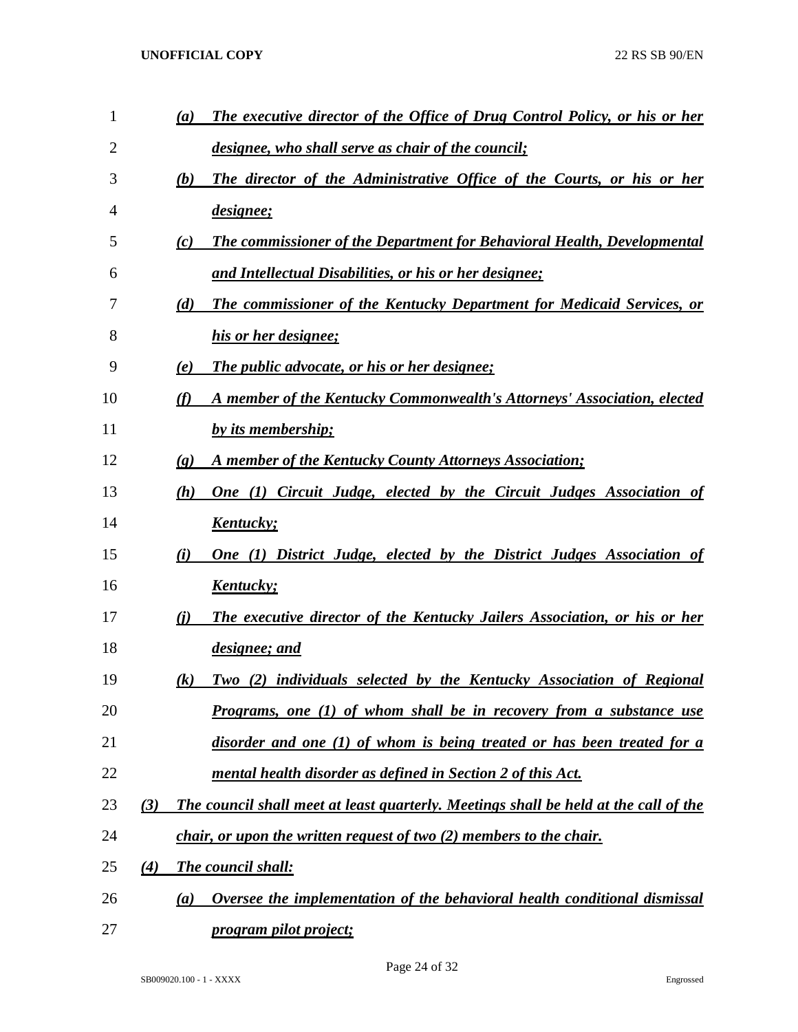*(a) The executive director of the Office of Drug Control Policy, or his or her designee, who shall serve as chair of the council;*

*(b) The director of the Administrative Office of the Courts, or his or her designee;*

*(c) The commissioner of the Department for Behavioral Health, Developmental and Intellectual Disabilities, or his or her designee;*

*(d) The commissioner of the Kentucky Department for Medicaid Services, or his or her designee;*

*(e) The public advocate, or his or her designee;*

*(f) A member of the Kentucky Commonwealth's Attorneys' Association, elected by its membership;*

*(g) A member of the Kentucky County Attorneys Association;*

*(h) One (1) Circuit Judge, elected by the Circuit Judges Association of Kentucky;*

*(i) One (1) District Judge, elected by the District Judges Association of Kentucky;*

*(j) The executive director of the Kentucky Jailers Association, or his or her designee; and*

*(k) Two (2) individuals selected by the Kentucky Association of Regional Programs, one (1) of whom shall be in recovery from a substance use disorder and one (1) of whom is being treated or has been treated for a mental health disorder as defined in Section 2 of this Act.*

*(3) The council shall meet at least quarterly. Meetings shall be held at the call of the chair, or upon the written request of two (2) members to the chair.*

*(4) The council shall:*

*(a) Oversee the implementation of the behavioral health conditional dismissal program pilot project;*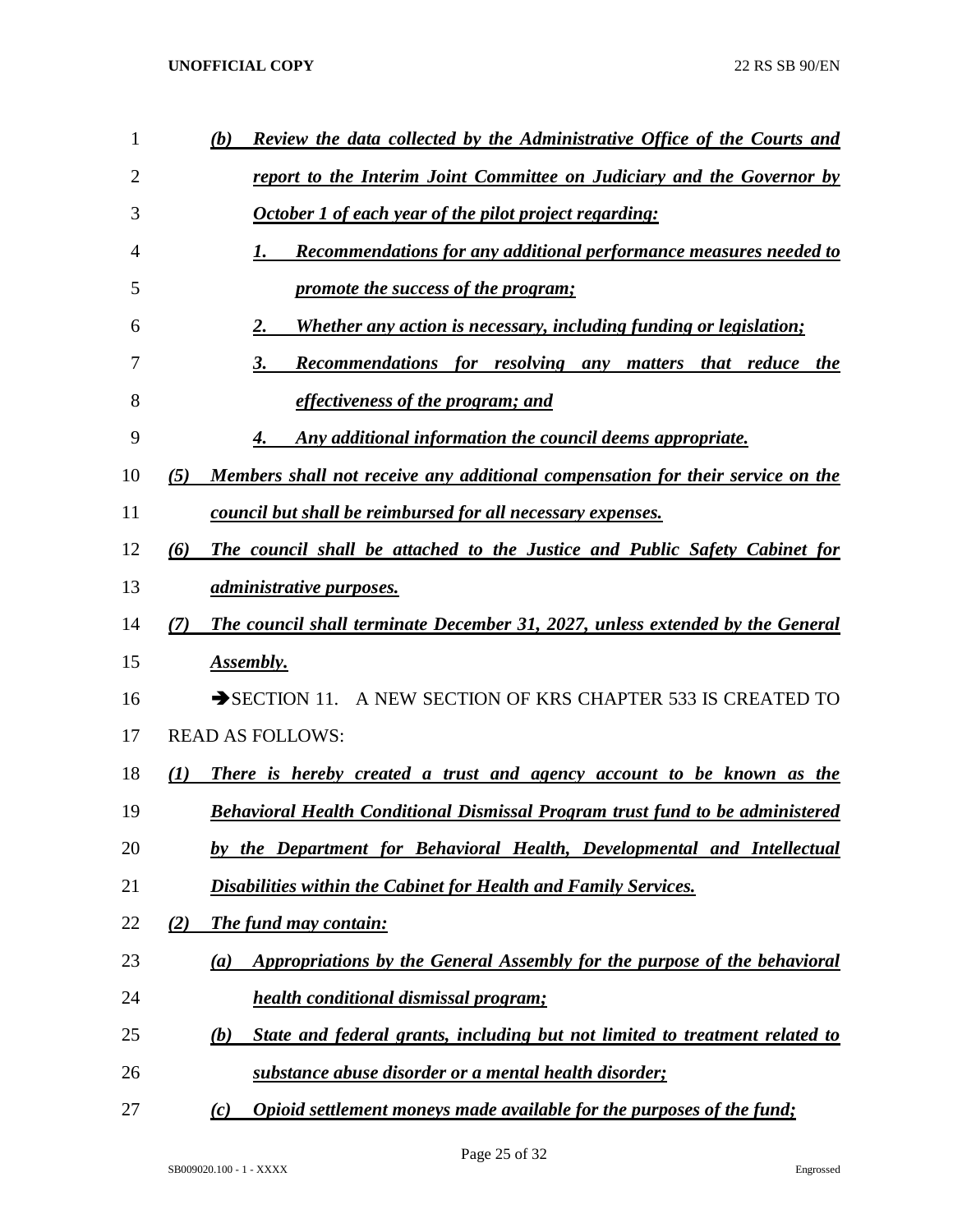*(b) Review the data collected by the Administrative Office of the Courts and report to the Interim Joint Committee on Judiciary and the Governor by October 1 of each year of the pilot project regarding:*

*1. Recommendations for any additional performance measures needed to promote the success of the program;*

*2. Whether any action is necessary, including funding or legislation;*

*3. Recommendations for resolving any matters that reduce the effectiveness of the program; and*

*4. Any additional information the council deems appropriate.*

*(5) Members shall not receive any additional compensation for their service on the council but shall be reimbursed for all necessary expenses.*

*(6) The council shall be attached to the Justice and Public Safety Cabinet for administrative purposes.*

*(7) The council shall terminate December 31, 2027, unless extended by the General Assembly.*

➔SECTION 11. A NEW SECTION OF KRS CHAPTER 533 IS CREATED TO READ AS FOLLOWS:

*(1) There is hereby created a trust and agency account to be known as the Behavioral Health Conditional Dismissal Program trust fund to be administered by the Department for Behavioral Health, Developmental and Intellectual Disabilities within the Cabinet for Health and Family Services.*

*(2) The fund may contain:*

*(a) Appropriations by the General Assembly for the purpose of the behavioral health conditional dismissal program;*

*(b) State and federal grants, including but not limited to treatment related to substance abuse disorder or a mental health disorder;*

*(c) Opioid settlement moneys made available for the purposes of the fund;*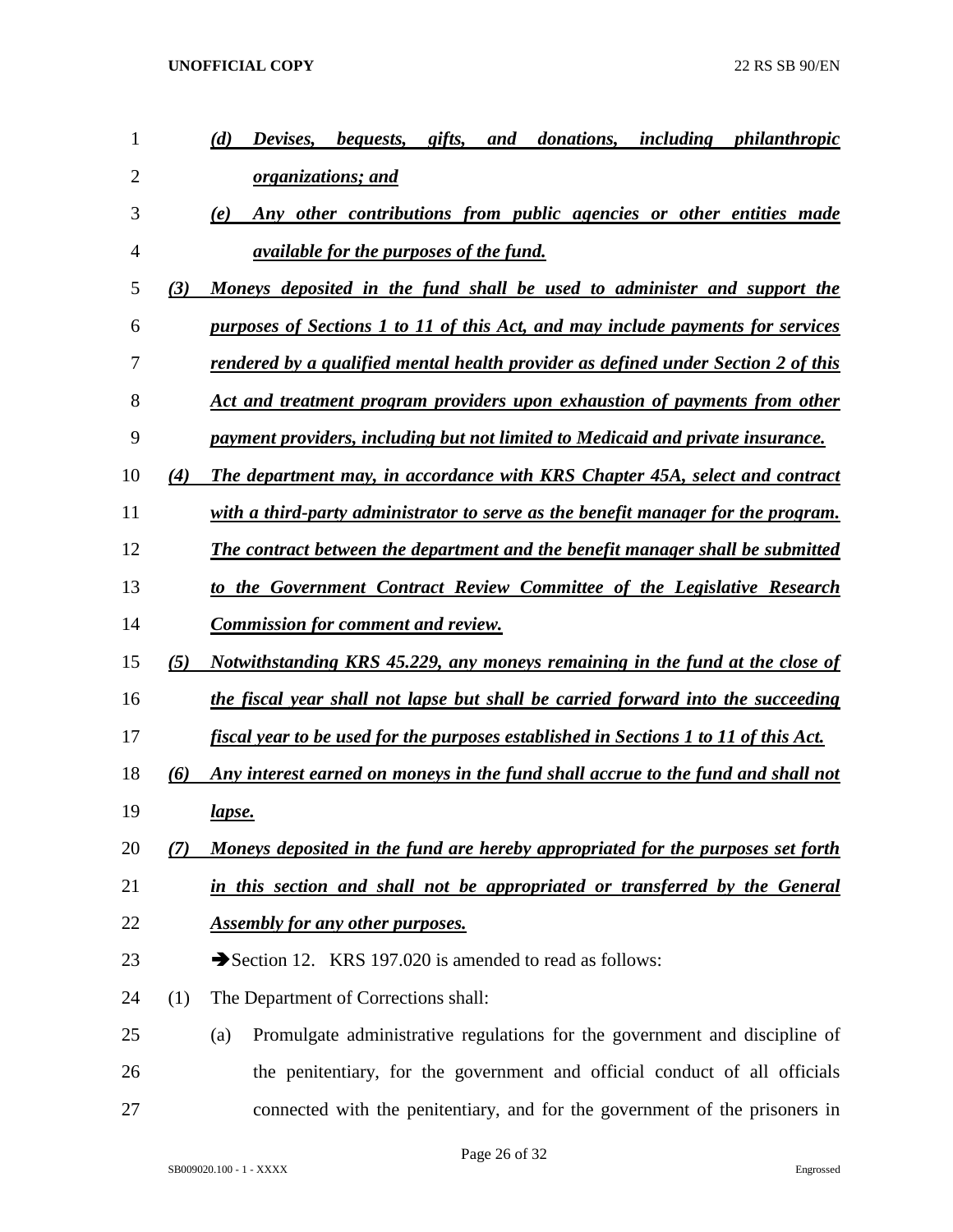*(d) Devises, bequests, gifts, and donations, including philanthropic organizations; and*

*(e) Any other contributions from public agencies or other entities made available for the purposes of the fund.*

*(3) Moneys deposited in the fund shall be used to administer and support the purposes of Sections 1 to 11 of this Act, and may include payments for services rendered by a qualified mental health provider as defined under Section 2 of this Act and treatment program providers upon exhaustion of payments from other payment providers, including but not limited to Medicaid and private insurance.*

*(4) The department may, in accordance with KRS Chapter 45A, select and contract with a third-party administrator to serve as the benefit manager for the program. The contract between the department and the benefit manager shall be submitted to the Government Contract Review Committee of the Legislative Research Commission for comment and review.*

*(5) Notwithstanding KRS 45.229, any moneys remaining in the fund at the close of the fiscal year shall not lapse but shall be carried forward into the succeeding fiscal year to be used for the purposes established in Sections 1 to 11 of this Act.*

*(6) Any interest earned on moneys in the fund shall accrue to the fund and shall not lapse.*

*(7) Moneys deposited in the fund are hereby appropriated for the purposes set forth in this section and shall not be appropriated or transferred by the General Assembly for any other purposes.*

➔Section 12. KRS 197.020 is amended to read as follows:

(1) The Department of Corrections shall:

(a) Promulgate administrative regulations for the government and discipline of the penitentiary, for the government and official conduct of all officials connected with the penitentiary, and for the government of the prisoners in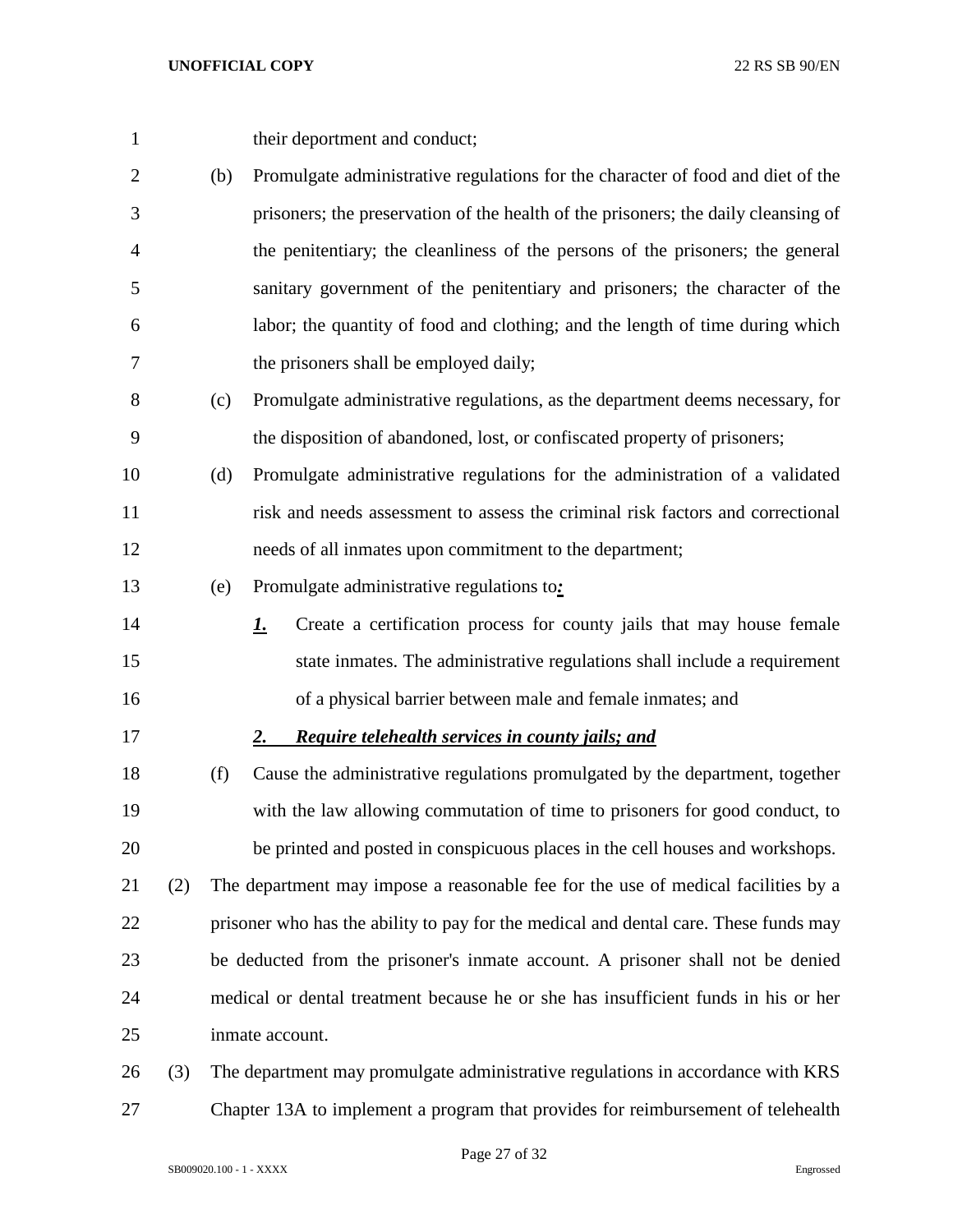their deportment and conduct;

(b) Promulgate administrative regulations for the character of food and diet of the prisoners; the preservation of the health of the prisoners; the daily cleansing of the penitentiary; the cleanliness of the persons of the prisoners; the general sanitary government of the penitentiary and prisoners; the character of the labor; the quantity of food and clothing; and the length of time during which the prisoners shall be employed daily;

(c) Promulgate administrative regulations, as the department deems necessary, for the disposition of abandoned, lost, or confiscated property of prisoners;

(d) Promulgate administrative regulations for the administration of a validated risk and needs assessment to assess the criminal risk factors and correctional needs of all inmates upon commitment to the department;

(e) Promulgate administrative regulations to***:***

***1.*** Create a certification process for county jails that may house female state inmates. The administrative regulations shall include a requirement of a physical barrier between male and female inmates; and

***2. Require telehealth services in county jails; and***

(f) Cause the administrative regulations promulgated by the department, together with the law allowing commutation of time to prisoners for good conduct, to be printed and posted in conspicuous places in the cell houses and workshops.

(2) The department may impose a reasonable fee for the use of medical facilities by a prisoner who has the ability to pay for the medical and dental care. These funds may be deducted from the prisoner's inmate account. A prisoner shall not be denied medical or dental treatment because he or she has insufficient funds in his or her inmate account.

(3) The department may promulgate administrative regulations in accordance with KRS Chapter 13A to implement a program that provides for reimbursement of telehealth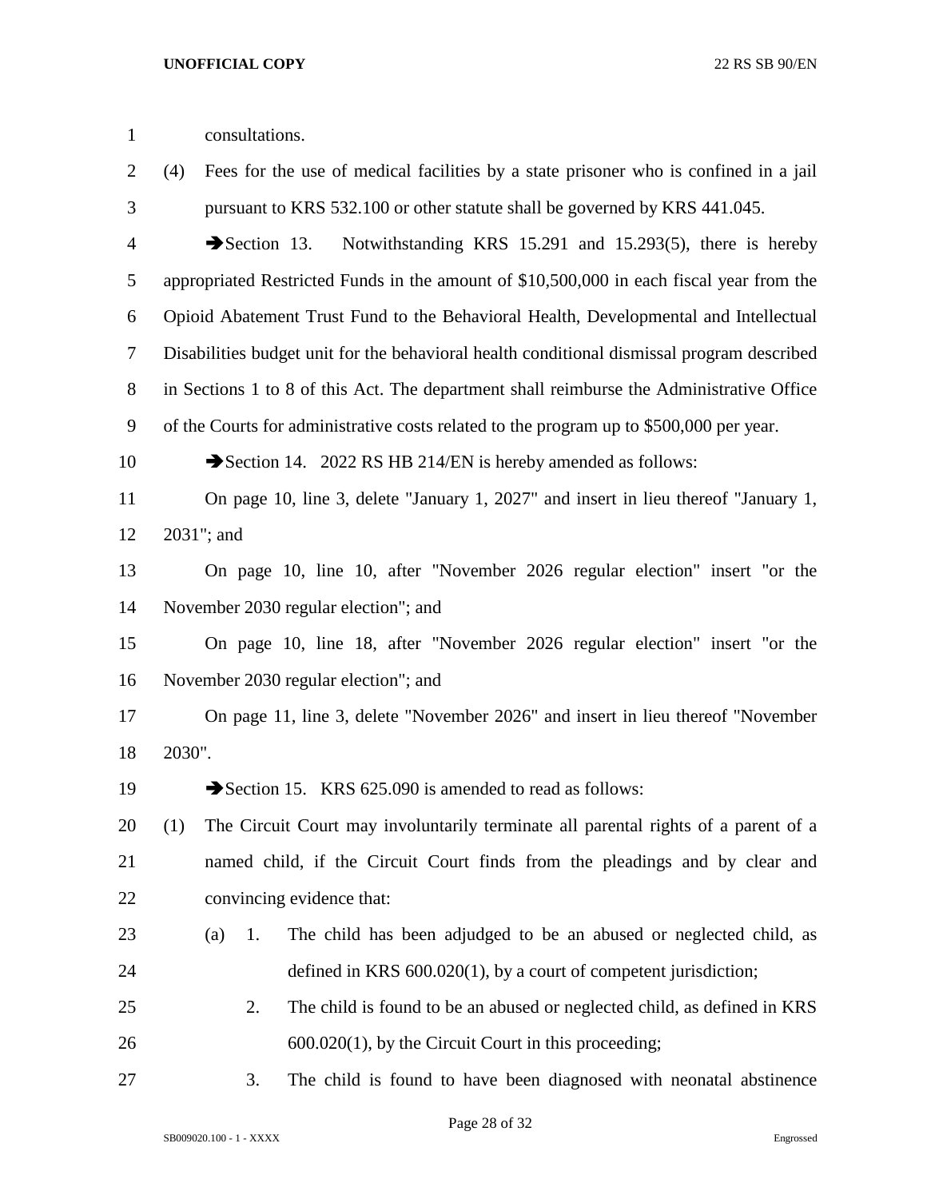consultations.

(4) Fees for the use of medical facilities by a state prisoner who is confined in a jail pursuant to KRS 532.100 or other statute shall be governed by KRS 441.045.

➔Section 13. Notwithstanding KRS 15.291 and 15.293(5), there is hereby appropriated Restricted Funds in the amount of $10,500,000 in each fiscal year from the Opioid Abatement Trust Fund to the Behavioral Health, Developmental and Intellectual Disabilities budget unit for the behavioral health conditional dismissal program described in Sections 1 to 8 of this Act. The department shall reimburse the Administrative Office of the Courts for administrative costs related to the program up to $500,000 per year.

➔Section 14. 2022 RS HB 214/EN is hereby amended as follows:

On page 10, line 3, delete "January 1, 2027" and insert in lieu thereof "January 1, 2031"; and

On page 10, line 10, after "November 2026 regular election" insert "or the November 2030 regular election"; and

On page 10, line 18, after "November 2026 regular election" insert "or the November 2030 regular election"; and

On page 11, line 3, delete "November 2026" and insert in lieu thereof "November 2030".

➔Section 15. KRS 625.090 is amended to read as follows:

(1) The Circuit Court may involuntarily terminate all parental rights of a parent of a named child, if the Circuit Court finds from the pleadings and by clear and convincing evidence that:

(a) 1. The child has been adjudged to be an abused or neglected child, as defined in KRS 600.020(1), by a court of competent jurisdiction;

2. The child is found to be an abused or neglected child, as defined in KRS 600.020(1), by the Circuit Court in this proceeding;

3. The child is found to have been diagnosed with neonatal abstinence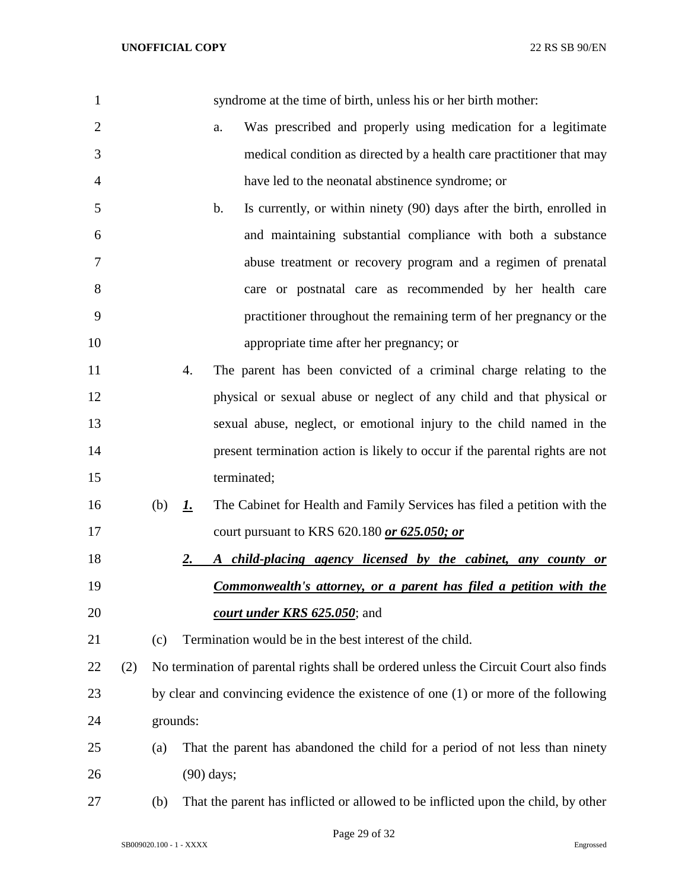syndrome at the time of birth, unless his or her birth mother:

a. Was prescribed and properly using medication for a legitimate medical condition as directed by a health care practitioner that may have led to the neonatal abstinence syndrome; or

b. Is currently, or within ninety (90) days after the birth, enrolled in and maintaining substantial compliance with both a substance abuse treatment or recovery program and a regimen of prenatal care or postnatal care as recommended by her health care practitioner throughout the remaining term of her pregnancy or the appropriate time after her pregnancy; or

4. The parent has been convicted of a criminal charge relating to the physical or sexual abuse or neglect of any child and that physical or sexual abuse, neglect, or emotional injury to the child named in the present termination action is likely to occur if the parental rights are not terminated;

(b) ***1.*** The Cabinet for Health and Family Services has filed a petition with the court pursuant to KRS 620.180 ***or 625.050; or***

***2. A child-placing agency licensed by the cabinet, any county or Commonwealth's attorney, or a parent has filed a petition with the court under KRS 625.050***; and

(c) Termination would be in the best interest of the child.

(2) No termination of parental rights shall be ordered unless the Circuit Court also finds by clear and convincing evidence the existence of one (1) or more of the following grounds:

(a) That the parent has abandoned the child for a period of not less than ninety (90) days;

(b) That the parent has inflicted or allowed to be inflicted upon the child, by other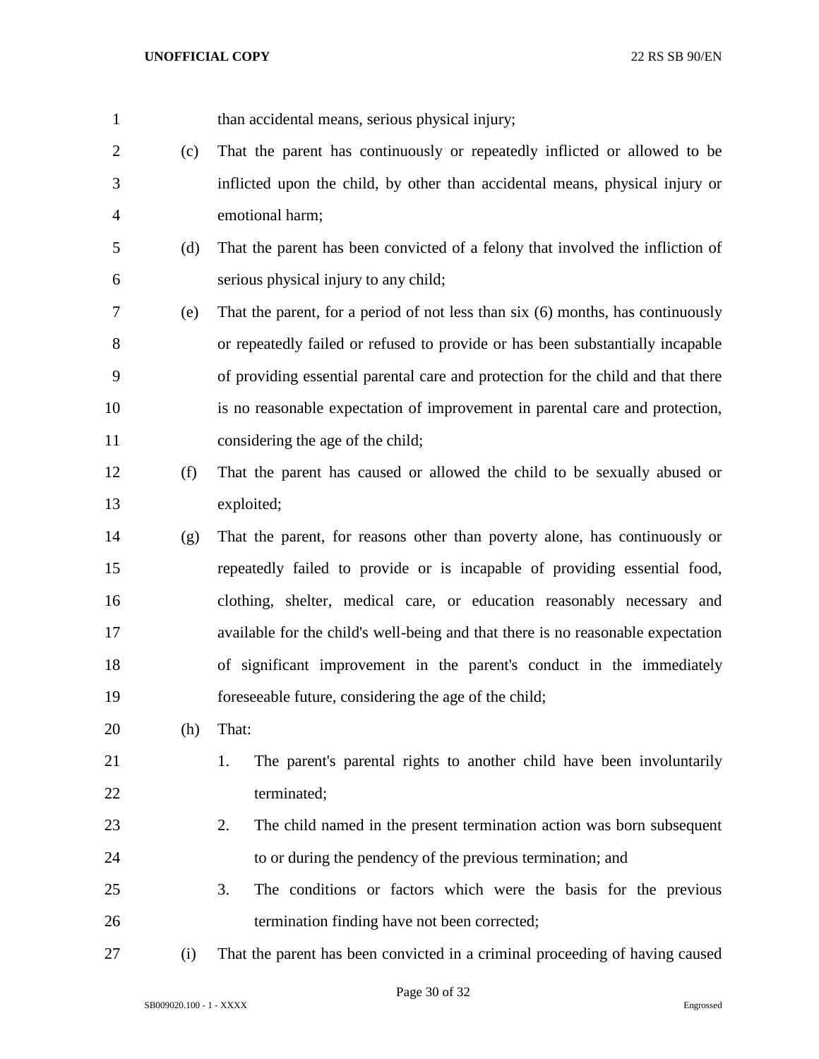than accidental means, serious physical injury;

(c) That the parent has continuously or repeatedly inflicted or allowed to be inflicted upon the child, by other than accidental means, physical injury or emotional harm;

(d) That the parent has been convicted of a felony that involved the infliction of serious physical injury to any child;

(e) That the parent, for a period of not less than six (6) months, has continuously or repeatedly failed or refused to provide or has been substantially incapable of providing essential parental care and protection for the child and that there is no reasonable expectation of improvement in parental care and protection, considering the age of the child;

(f) That the parent has caused or allowed the child to be sexually abused or exploited;

(g) That the parent, for reasons other than poverty alone, has continuously or repeatedly failed to provide or is incapable of providing essential food, clothing, shelter, medical care, or education reasonably necessary and available for the child's well-being and that there is no reasonable expectation of significant improvement in the parent's conduct in the immediately foreseeable future, considering the age of the child;

(h) That:

1. The parent's parental rights to another child have been involuntarily terminated;
2. The child named in the present termination action was born subsequent to or during the pendency of the previous termination; and
3. The conditions or factors which were the basis for the previous termination finding have not been corrected;

(i) That the parent has been convicted in a criminal proceeding of having caused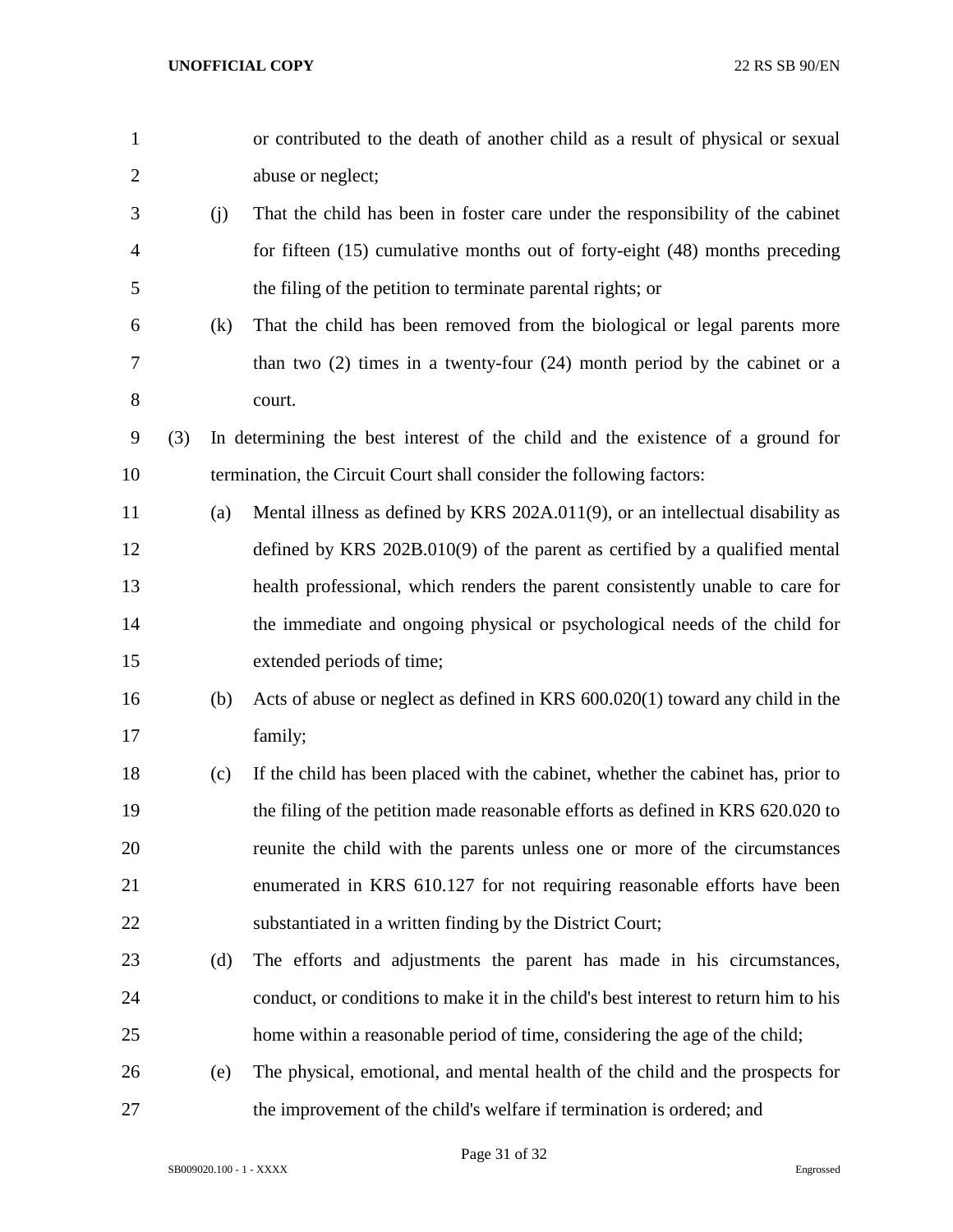or contributed to the death of another child as a result of physical or sexual abuse or neglect;

(j) That the child has been in foster care under the responsibility of the cabinet for fifteen (15) cumulative months out of forty-eight (48) months preceding the filing of the petition to terminate parental rights; or

(k) That the child has been removed from the biological or legal parents more than two (2) times in a twenty-four (24) month period by the cabinet or a court.

(3) In determining the best interest of the child and the existence of a ground for termination, the Circuit Court shall consider the following factors:

(a) Mental illness as defined by KRS 202A.011(9), or an intellectual disability as defined by KRS 202B.010(9) of the parent as certified by a qualified mental health professional, which renders the parent consistently unable to care for the immediate and ongoing physical or psychological needs of the child for extended periods of time;

(b) Acts of abuse or neglect as defined in KRS 600.020(1) toward any child in the family;

(c) If the child has been placed with the cabinet, whether the cabinet has, prior to the filing of the petition made reasonable efforts as defined in KRS 620.020 to reunite the child with the parents unless one or more of the circumstances enumerated in KRS 610.127 for not requiring reasonable efforts have been substantiated in a written finding by the District Court;

(d) The efforts and adjustments the parent has made in his circumstances, conduct, or conditions to make it in the child's best interest to return him to his home within a reasonable period of time, considering the age of the child;

(e) The physical, emotional, and mental health of the child and the prospects for the improvement of the child's welfare if termination is ordered; and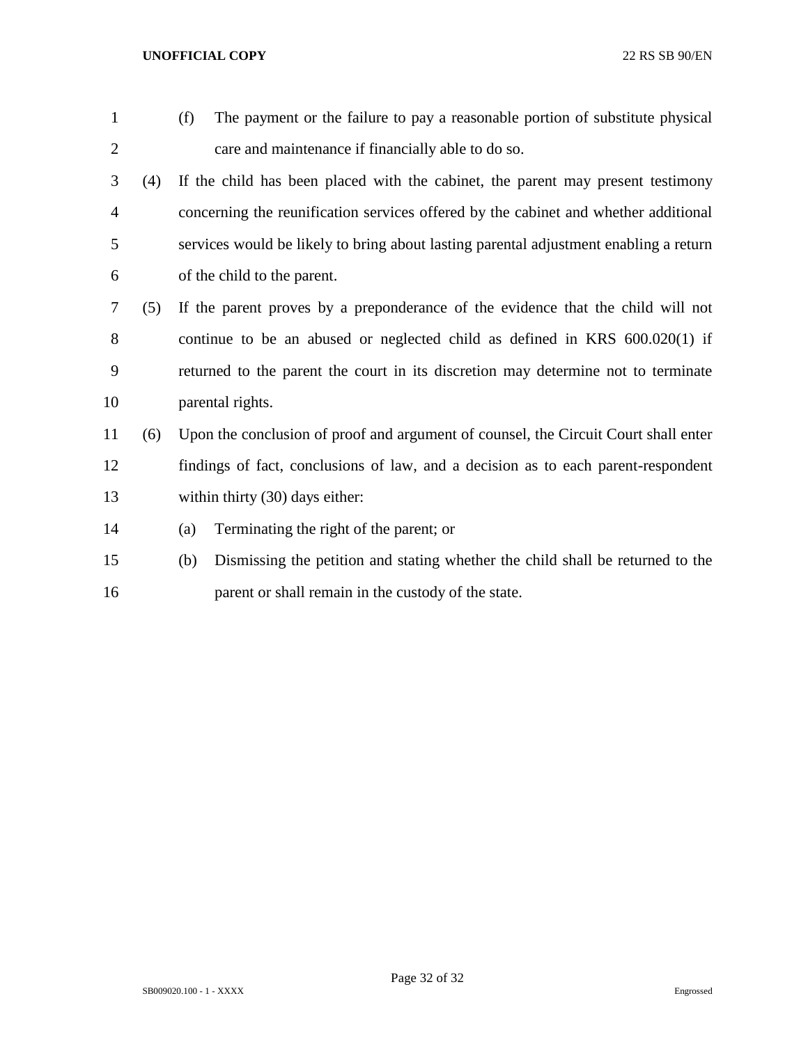(f) The payment or the failure to pay a reasonable portion of substitute physical care and maintenance if financially able to do so.

(4) If the child has been placed with the cabinet, the parent may present testimony concerning the reunification services offered by the cabinet and whether additional services would be likely to bring about lasting parental adjustment enabling a return of the child to the parent.

(5) If the parent proves by a preponderance of the evidence that the child will not continue to be an abused or neglected child as defined in KRS 600.020(1) if returned to the parent the court in its discretion may determine not to terminate parental rights.

(6) Upon the conclusion of proof and argument of counsel, the Circuit Court shall enter findings of fact, conclusions of law, and a decision as to each parent-respondent within thirty (30) days either:

(a) Terminating the right of the parent; or

(b) Dismissing the petition and stating whether the child shall be returned to the parent or shall remain in the custody of the state.